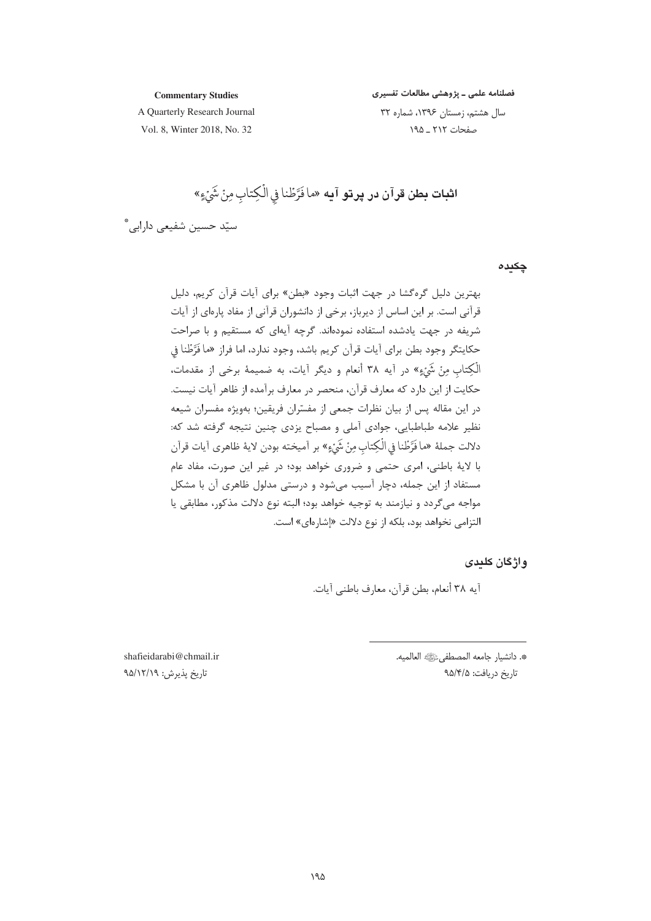# اثبات بطن قرآن در پرتو آیه «ما فَرَّطْنا فِي الْكِتابِ مِنْ شَيْءٍ»

سیّد حسین شفیعی دارابی*

## چکیده

بهترین دلیل گره‌گشا در جهت اثبات وجود «بطن» برای آیات قرآن کریم، دلیل قرآنی است. بر این اساس از دیرباز، برخی از دانشوران قرآنی از مفاد پاره‌ای از آیات شریفه در جهت یادشده استفاده نموده‌اند. گرچه آیه‌ای که مستقیم و با صراحت حکایتگر وجود بطن برای آیات قرآن کریم باشد، وجود ندارد، اما فراز «ما فَرَّطْنا فِي الْكِتابِ مِنْ شَيْءٍ» در آیه ۳۸ أنعام و دیگر آیات، به ضمیمهٔ برخی از مقدمات، حکایت از این دارد که معارف قرآن، منحصر در معارف برآمده از ظاهر آیات نیست. در این مقاله پس از بیان نظرات جمعی از مفسّران فریقین؛ به‌ویژه مفسران شیعه نظیر علامه طباطبایی، جوادی آملی و مصباح یزدی چنین نتیجه گرفته شد که: دلالت جملهٔ «ما فَرَّطْنا فِي الْكِتابِ مِنْ شَيْءٍ» بر آمیخته بودن لایهٔ ظاهری آیات قرآن با لایهٔ باطنی، امری حتمی و ضروری خواهد بود؛ در غیر این صورت، مفاد عام مستفاد از این جمله، دچار آسیب می‌شود و درستی مدلول ظاهری آن با مشکل مواجه می‌گردد و نیازمند به توجیه خواهد بود؛ البته نوع دلالت مذکور، مطابقی یا التزامی نخواهد بود، بلکه از نوع دلالت «إشاره‌ای» است.

## واژگان کلیدی

آیه ۳۸ أنعام، بطن قرآن، معارف باطنی آیات.

---

*. دانشیار جامعه المصطفی ﷺ العالمیه.
shafieidarabi@chmail.ir
تاریخ دریافت: ۹۵/۴/۵
تاریخ پذیرش: ۹۵/۱۲/۱۹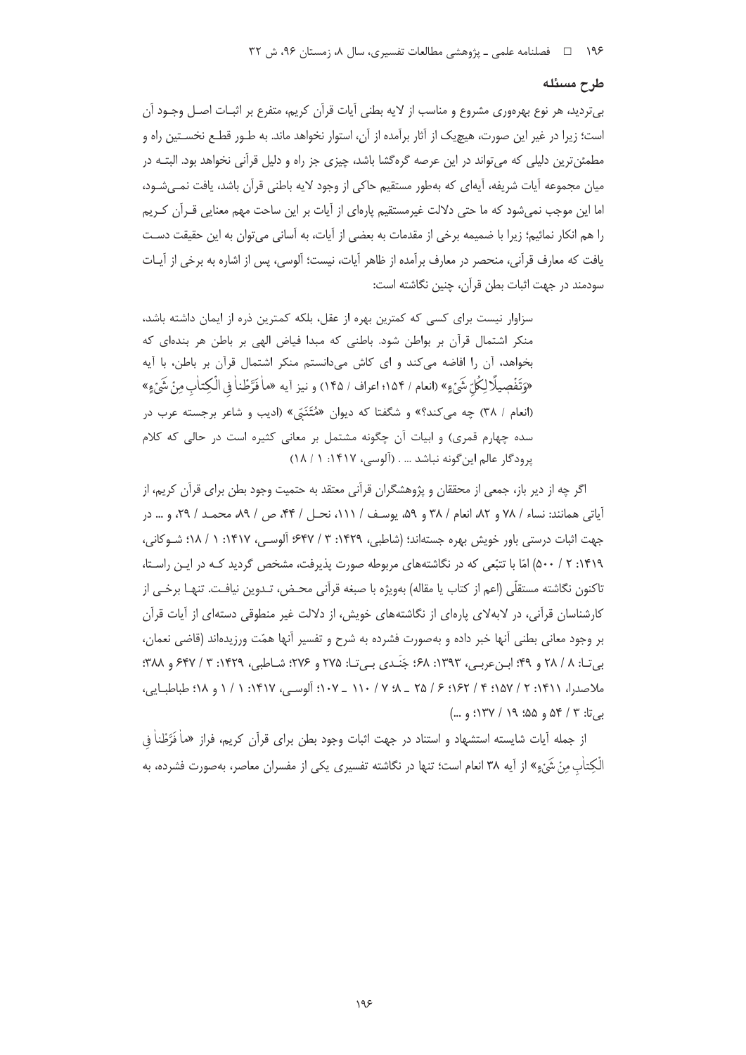## طرح مسئله

بی‌تردید، هر نوع بهره‌وری مشروع و مناسب از لایه بطنی آیات قرآن کریم، متفرع بر اثبات اصل وجود آن است؛ زیرا در غیر این صورت، هیچ‌یک از آثار برآمده از آن، استوار نخواهد ماند. به طور قطع نخستین راه و مطمئن‌ترین دلیلی که می‌تواند در این عرصه گره‌گشا باشد، چیزی جز راه و دلیل قرآنی نخواهد بود. البته در میان مجموعه آیات شریفه، آیه‌ای که به‌طور مستقیم حاکی از وجود لایه باطنی قرآن باشد، یافت نمی‌شود، اما این موجب نمی‌شود که ما حتی دلالت غیرمستقیم پاره‌ای از آیات بر این ساحت مهم معنایی قرآن کریم را هم انکار نمائیم؛ زیرا با ضمیمه برخی از مقدمات به بعضی از آیات، به آسانی می‌توان به این حقیقت دست یافت که معارف قرآنی، منحصر در معارف برآمده از ظاهر آیات، نیست؛ آلوسی، پس از اشاره به برخی از آیات سودمند در جهت اثبات بطن قرآن، چنین نگاشته است:

> سزاوار نیست برای کسی که کمترین بهره از عقل، بلکه کمترین ذره از ایمان داشته باشد، منکر اشتمال قرآن بر بواطن شود. باطنی که مبدا فیاض الهی بر باطن هر بنده‌ای که بخواهد، آن را افاضه می‌کند و ای کاش می‌دانستم منکر اشتمال قرآن بر باطن، با آیه «وَتَفْصِيلًا لِكُلِّ شَيْءٍ» (انعام / ۱۵۴؛ اعراف / ۱۴۵) و نیز آیه «ما فَرَّطْنا فِي الْكِتابِ مِنْ شَيْءٍ» (انعام / ۳۸) چه می‌کند؟» و شگفتا که دیوان «مُتَنَبّی» (ادیب و شاعر برجسته عرب در سده چهارم قمری) و ابیات آن چگونه مشتمل بر معانی کثیره است در حالی که کلام پرودگار عالم این‌گونه نباشد ... . (آلوسی، ۱۴۱۷: ۱ / ۱۸)

اگر چه از دیر باز، جمعی از محققان و پژوهشگران قرآنی معتقد به حتمیت وجود بطن برای قرآن کریم، از آیاتی همانند: نساء / ۷۸ و ۸۲، انعام / ۳۸ و ۵۹، یوسف / ۱۱۱، نحل / ۴۴، ص / ۸۹، محمد / ۲۹، و ... در جهت اثبات درستی باور خویش بهره جسته‌اند؛ (شاطبی، ۱۴۲۹: ۳ / ۶۴۷؛ آلوسی، ۱۴۱۷: ۱ / ۱۸؛ شوکانی، ۱۴۱۹: ۲ / ۵۰۰) امّا با تتبّعی که در نگاشته‌های مربوطه صورت پذیرفت، مشخص گردید کـه در ایـن راستا، تاکنون نگاشته مستقلّی (اعم از کتاب یا مقاله) به‌ویژه با صبغه قرآنی محض، تدوین نیافت. تنها برخی از کارشناسان قرآنی، در لابه‌لای پاره‌ای از نگاشته‌های خویش، از دلالت غیر منطوقی دسته‌ای از آیات قرآن بر وجود معانی بطنی آنها خبر داده و به‌صورت فشرده به شرح و تفسیر آنها همّت ورزیده‌اند (قاضی نعمان، بی‌تا: ۸ / ۲۸ و ۴۹؛ ابن‌عربی، ۱۳۹۳: ۶۸؛ جَنَدی بی‌تا: ۲۷۵ و ۲۷۶؛ شاطبی، ۱۴۲۹: ۳ / ۶۴۷ و ۳۸۸؛ ملاصدرا، ۱۴۱۱: ۲ / ۱۵۷؛ ۴ / ۱۶۲؛ ۶ / ۲۵ ـ ۸؛ ۷ / ۱۱۰ ـ ۱۰۷؛ آلوسی، ۱۴۱۷: ۱ / ۱ و ۱۸؛ طباطبایی، بی‌تا: ۳ / ۵۴ و ۵۵؛ ۱۹ / ۱۳۷؛ و ...)

از جمله آیات شایسته استشهاد و استناد در جهت اثبات وجود بطن برای قرآن کریم، فراز «ما فَرَّطْنا فِي الْكِتابِ مِنْ شَيْءٍ» از آیه ۳۸ انعام است؛ تنها در نگاشته تفسیری یکی از مفسران معاصر، به‌صورت فشرده، به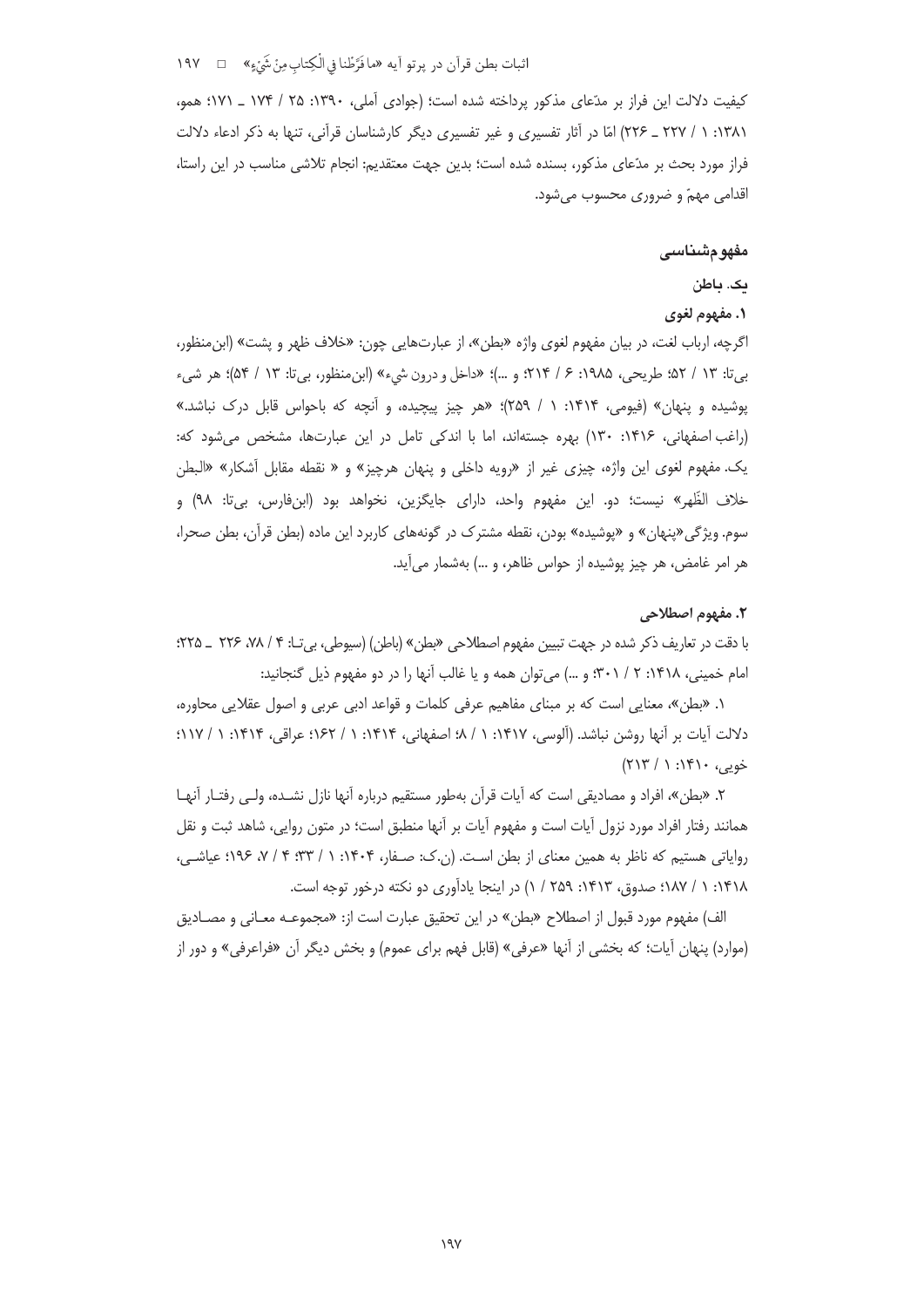کیفیت دلالت این فراز بر مدّعای مذکور پرداخته شده است؛ (جوادی آملی، ۱۳۹۰: ۲۵ / ۱۷۴ ـ ۱۷۱؛ همو، ۱۳۸۱: ۱ / ۲۲۷ ـ ۲۲۶) امّا در آثار تفسیری و غیر تفسیری دیگر کارشناسان قرآنی، تنها به ذکر ادعاء دلالت فراز مورد بحث بر مدّعای مذکور، بسنده شده است؛ بدین جهت معتقدیم: انجام تلاشی مناسب در این راستا، اقدامی مهمّ و ضروری محسوب می‌شود.

## مفهوم‌شناسی

### یک. باطن

#### ۱. مفهوم لغوی

اگرچه، ارباب لغت، در بیان مفهوم لغوی واژه «بطن»، از عبارت‌هایی چون: «خلاف ظهر و پشت» (ابن‌منظور، بی‌تا: ۱۳ / ۵۲؛ طریحی، ۱۹۸۵: ۶ / ۲۱۴؛ و ...)؛ «داخل و درون شيء» (ابن‌منظور، بی‌تا: ۱۳ / ۵۴)؛ هر شیء پوشیده و پنهان» (فیومی، ۱۴۱۴: ۱ / ۲۵۹)؛ «هر چیز پیچیده، و آنچه که باحواس قابل درک نباشد.» (راغب اصفهانی، ۱۴۱۶: ۱۳۰) بهره جسته‌اند، اما با اندکی تامل در این عبارت‌ها، مشخص می‌شود که: یک. مفهوم لغوی این واژه، چیزی غیر از «رویه داخلی و پنهان هرچیز» و « نقطه مقابل آشکار» «البطن خلاف الظَهر» نیست؛ دو. این مفهوم واحد، دارای جایگزین، نخواهد بود (ابن‌فارس، بی‌تا: ۹۸) و سوم. ویژگی«پنهان» و «پوشیده» بودن، نقطه مشترک در گونه‌های کاربرد این ماده (بطن قرآن، بطن صحرا، هر امر غامض، هر چیز پوشیده از حواس ظاهر، و ...) به‌شمار می‌آید.

#### ۲. مفهوم اصطلاحی

با دقت در تعاریف ذکر شده در جهت تبیین مفهوم اصطلاحی «بطن» (باطن) (سیوطی، بی‌تـا: ۴ / ۷۸، ۲۲۶ ـ ۲۲۵؛ امام خمینی، ۱۴۱۸: ۲ / ۳۰۱؛ و ...) می‌توان همه و یا غالب آنها را در دو مفهوم ذیل گنجانید:

۱. «بطن»، معنایی است که بر مبنای مفاهیم عرفی کلمات و قواعد ادبی عربی و اصول عقلایی محاوره، دلالت آیات بر آنها روشن نباشد. (آلوسی، ۱۴۱۷: ۱ / ۸؛ اصفهانی، ۱۴۱۴: ۱ / ۱۶۲؛ عراقی، ۱۴۱۴: ۱ / ۱۱۷؛ خویی، ۱۴۱۰: ۱ / ۲۱۳)

۲. «بطن»، افراد و مصادیقی است که آیات قرآن به‌طور مستقیم درباره آنها نازل نشـده، ولـی رفتـار آنهـا همانند رفتار افراد مورد نزول آیات است و مفهوم آیات بر آنها منطبق است؛ در متون روایی، شاهد ثبت و نقل روایاتی هستیم که ناظر به همین معنای از بطن اسـت. (ن.ک: صـفار، ۱۴۰۴: ۱ / ۳۳؛ ۴ / ۷، ۱۹۶؛ عیاشـی، ۱۴۱۸: ۱ / ۱۸۷؛ صدوق، ۱۴۱۳: ۲۵۹ / ۱) در اینجا یادآوری دو نکته درخور توجه است.

الف) مفهوم مورد قبول از اصطلاح «بطن» در این تحقیق عبارت است از: «مجموعـه معـانی و مصـادیق (موارد) پنهان آیات؛ که بخشی از آنها «عرفی» (قابل فهم برای عموم) و بخش دیگر آن «فراعرفی» و دور از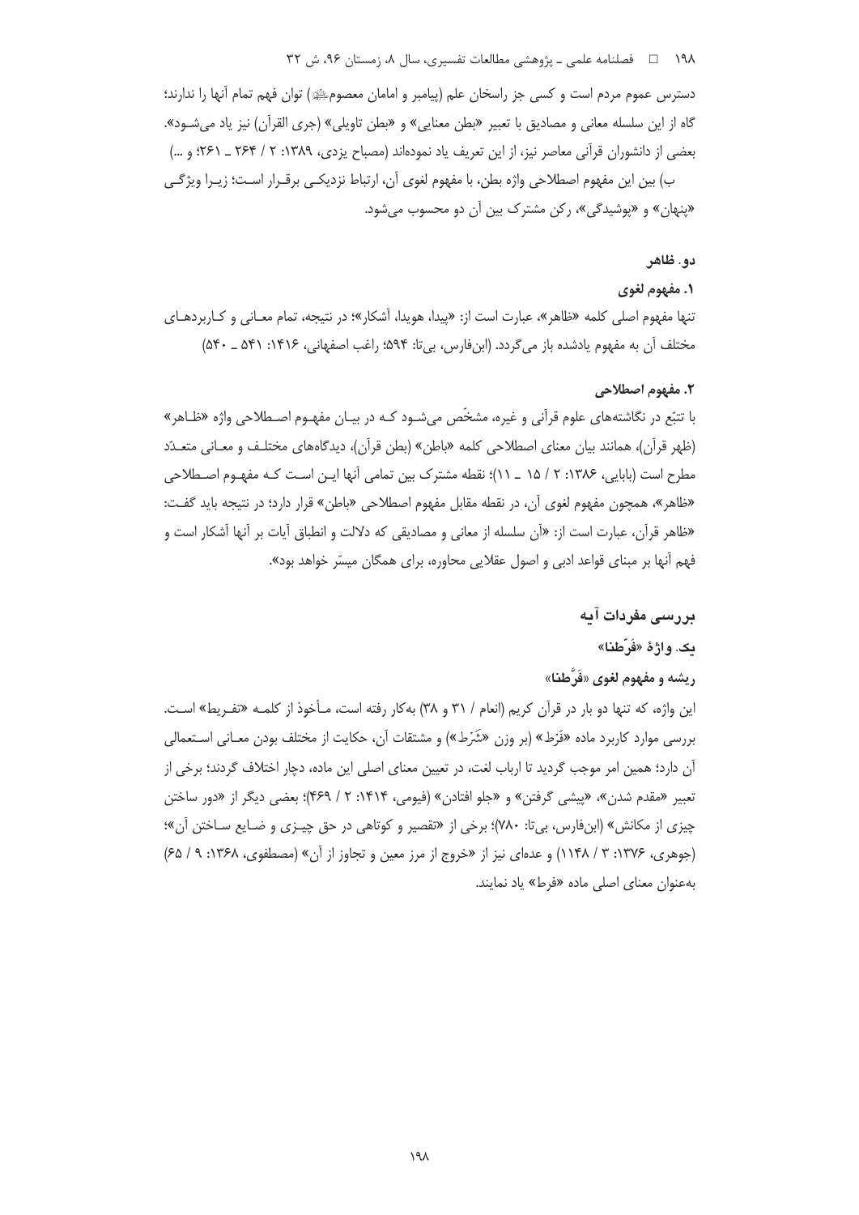دسترس عموم مردم است و کسی جز راسخان علم (پیامبر و امامان معصومعلیهم‌السلام) توان فهم تمام آنها را ندارند؛ گاه از این سلسله معانی و مصادیق با تعبیر «بطن معنایی» و «بطن تاویلی» (جری القرآن) نیز یاد می‌شود». بعضی از دانشوران قرآنی معاصر نیز، از این تعریف یاد نموده‌اند (مصباح یزدی، ۱۳۸۹: ۲ / ۲۶۴ ـ ۲۶۱؛ و ...)

ب) بین این مفهوم اصطلاحی واژه بطن، با مفهوم لغوی آن، ارتباط نزدیکی برقرار است؛ زیرا ویژگی «پنهان» و «پوشیدگی»، رکن مشترک بین آن دو محسوب می‌شود.

### دو. ظاهر

#### ۱. مفهوم لغوی

تنها مفهوم اصلی کلمه «ظاهر»، عبارت است از: «پیدا، هویدا، آشکار»؛ در نتیجه، تمام معانی و کاربردهای مختلف آن به مفهوم یادشده باز می‌گردد. (ابن‌فارس، بی‌تا: ۵۹۴؛ راغب اصفهانی، ۱۴۱۶: ۵۴۱ ـ ۵۴۰)

#### ۲. مفهوم اصطلاحی

با تتبّع در نگاشته‌های علوم قرآنی و غیره، مشخّص می‌شود که در بیان مفهوم اصطلاحی واژه «ظاهر» (ظهر قرآن)، همانند بیان معنای اصطلاحی کلمه «باطن» (بطن قرآن)، دیدگاه‌های مختلف و معانی متعدّد مطرح است (بابایی، ۱۳۸۶: ۲ / ۱۵ ـ ۱۱)؛ نقطه مشترک بین تمامی آنها این است که مفهوم اصطلاحی «ظاهر»، همچون مفهوم لغوی آن، در نقطه مقابل مفهوم اصطلاحی «باطن» قرار دارد؛ در نتیجه باید گفت: «ظاهر قرآن، عبارت است از: «آن سلسله از معانی و مصادیقی که دلالت و انطباق آیات بر آنها آشکار است و فهم آنها بر مبنای قواعد ادبی و اصول عقلایی محاوره، برای همگان میسّر خواهد بود».

## بررسی مفردات آیه

### یک. واژهٔ «فَرَّطنا»

#### ریشه و مفهوم لغوی «فَرَّطنا»

این واژه، که تنها دو بار در قرآن کریم (انعام / ۳۱ و ۳۸) به‌کار رفته است، مأخوذ از کلمه «تفریط» است. بررسی موارد کاربرد ماده «فَرْط» (بر وزن «شَرْط») و مشتقات آن، حکایت از مختلف بودن معانی استعمالی آن دارد؛ همین امر موجب گردید تا ارباب لغت، در تعیین معنای اصلی این ماده، دچار اختلاف گردند؛ برخی از تعبیر «مقدم شدن»، «پیشی گرفتن» و «جلو افتادن» (فیومی، ۱۴۱۴: ۲ / ۴۶۹)؛ بعضی دیگر از «دور ساختن چیزی از مکانش» (ابن‌فارس، بی‌تا: ۷۸۰)؛ برخی از «تقصیر و کوتاهی در حق چیزی و ضایع ساختن آن»؛ (جوهری، ۱۳۷۶: ۳ / ۱۱۴۸) و عده‌ای نیز از «خروج از مرز معین و تجاوز از آن» (مصطفوی، ۱۳۶۸: ۹ / ۶۵) به‌عنوان معنای اصلی ماده «فرط» یاد نمایند.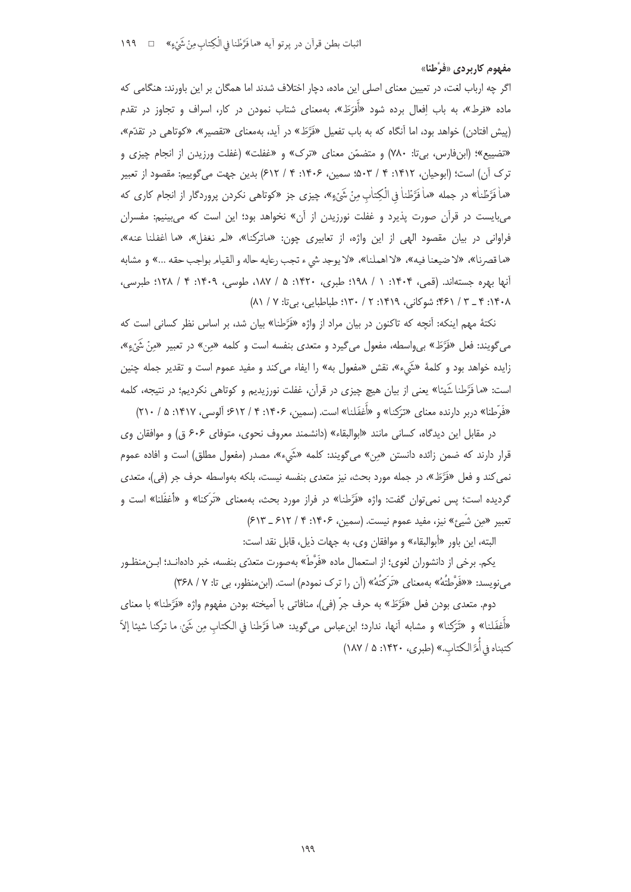### مفهوم کاربردی «فَرَّطنا»

اگر چه ارباب لغت، در تعیین معنای اصلی این ماده، دچار اختلاف شدند اما همگان بر این باورند: هنگامی که ماده «فرط»، به باب اِفعال برده شود «أَفرَطَ»، به‌معنای شتاب نمودن در کار، اسراف و تجاوز در تقدم (پیش افتادن) خواهد بود، اما آنگاه که به باب تفعیل «فَرَّطَ» در آید، به‌معنای «تقصیر»، «کوتاهی در تقدّم»، «تضییع»؛ (ابن‌فارس، بی‌تا: ۷۸۰) و متضمّن معنای «ترک» و «غفلت» (غفلت ورزیدن از انجام چیزی و ترک آن) است؛ (ابوحیان، ۱۴۱۲: ۴ / ۵۰۳؛ سمین، ۱۴۰۶: ۴ / ۶۱۲) بدین جهت می‌گوییم: مقصود از تعبیر «ما فَرَّطْنا» در جمله «ما فَرَّطْنا فِي الْكِتابِ مِنْ شَيْءٍ»، چیزی جز «کوتاهی نکردن پروردگار از انجام کاری که می‌بایست در قرآن صورت پذیرد و غفلت نورزیدن از آن» نخواهد بود؛ این است که می‌بینیم: مفسران فراوانی در بیان مقصود الهی از این واژه، از تعابیری چون: «ماترکنا»، «لم نغفل»، «ما اغفلنا عنه»، «ما قصرنا»، «لا ضیعنا فیه»، «لا اهملنا»، «لا یوجد شي ء تجب رعایه حاله و القیام بواجب حقه ...» و مشابه آنها بهره جسته‌اند. (قمی، ۱۴۰۴: ۱ / ۱۹۸؛ طبری، ۱۴۲۰: ۵ / ۱۸۷، طوسی، ۱۴۰۹: ۴ / ۱۲۸؛ طبرسی، ۱۴۰۸: ۴ ـ ۳ / ۴۶۱؛ شوکانی، ۱۴۱۹: ۲ / ۱۳۰؛ طباطبایی، بی‌تا: ۷ / ۸۱)

نکتهٔ مهم اینکه: آنچه که تاکنون در بیان مراد از واژه «فَرَّطنا» بیان شد، بر اساس نظر کسانی است که می‌گویند: فعل «فَرَّطَ» بی‌واسطه، مفعول می‌گیرد و متعدی بنفسه است و کلمه «مِن» در تعبیر «مِنْ شَيْءٍ»، زایده خواهد بود و کلمهٔ «شَيء»، نقش «مفعول به» را ایفاء می‌کند و مفید عموم است و تقدیر جمله چنین است: «ما فَرَّطنا شَيئا» یعنی از بیان هیچ چیزی در قرآن، غفلت نورزیدیم و کوتاهی نکردیم؛ در نتیجه، کلمه «فَرّطنا» دربر دارنده معنای «تَرَكنا» و «أَغفَلنا» است. (سمین، ۱۴۰۶: ۴ / ۶۱۲؛ آلوسی، ۱۴۱۷: ۵ / ۲۱۰)

در مقابل این دیدگاه، کسانی مانند «ابوالبقاء» (دانشمند معروف نحوی، متوفای ۶۰۶ ق) و موافقان وی قرار دارند که ضمن زائده دانستن «مِن» می‌گویند: کلمه «شَيء»، مصدر (مفعول مطلق) است و افاده عموم نمی‌کند و فعل «فَرَّطَ»، در جمله مورد بحث، نیز متعدی بنفسه نیست، بلکه به‌واسطه حرف جر (فی)، متعدی گردیده است؛ پس نمی‌توان گفت: واژه «فَرَّطنا» در فراز مورد بحث، به‌معنای «تَرَكنا» و «أغفَلنا» است و تعبیر «مِن شَيئ» نیز، مفید عموم نیست. (سمین، ۱۴۰۶: ۴ / ۶۱۲ ـ ۶۱۳)

البته، این باور «أبوالبقاء» و موافقان وی، به جهات ذیل، قابل نقد است:

یکم. برخی از دانشوران لغوی؛ از استعمال ماده «فَرَّطَ» به‌صورت متعدّی بنفسه، خبر داده‌اند؛ ابن‌منظور می‌نویسد: ««فَرَّطتُهُ» به‌معنای «تَرَكتُهُ» (آن را ترک نمودم) است. (ابن‌منظور، بی تا: ۷ / ۳۶۸)

دوم. متعدی بودن فعل «فَرَّطَ» به حرف جرّ (فی)، منافاتی با آمیخته بودن مفهوم واژه «فَرَّطنا» با معنای «أَغفَلنا» و «تَرَكنا» و مشابه آنها، ندارد؛ ابن‌عباس می‌گوید: «ما فَرَّطنا في الكتابِ مِن شَيْءٍ: ما تركنا شيئا إلاّ كتبناه في أُمِّ الكتابِ.» (طبری، ۱۴۲۰: ۵ / ۱۸۷)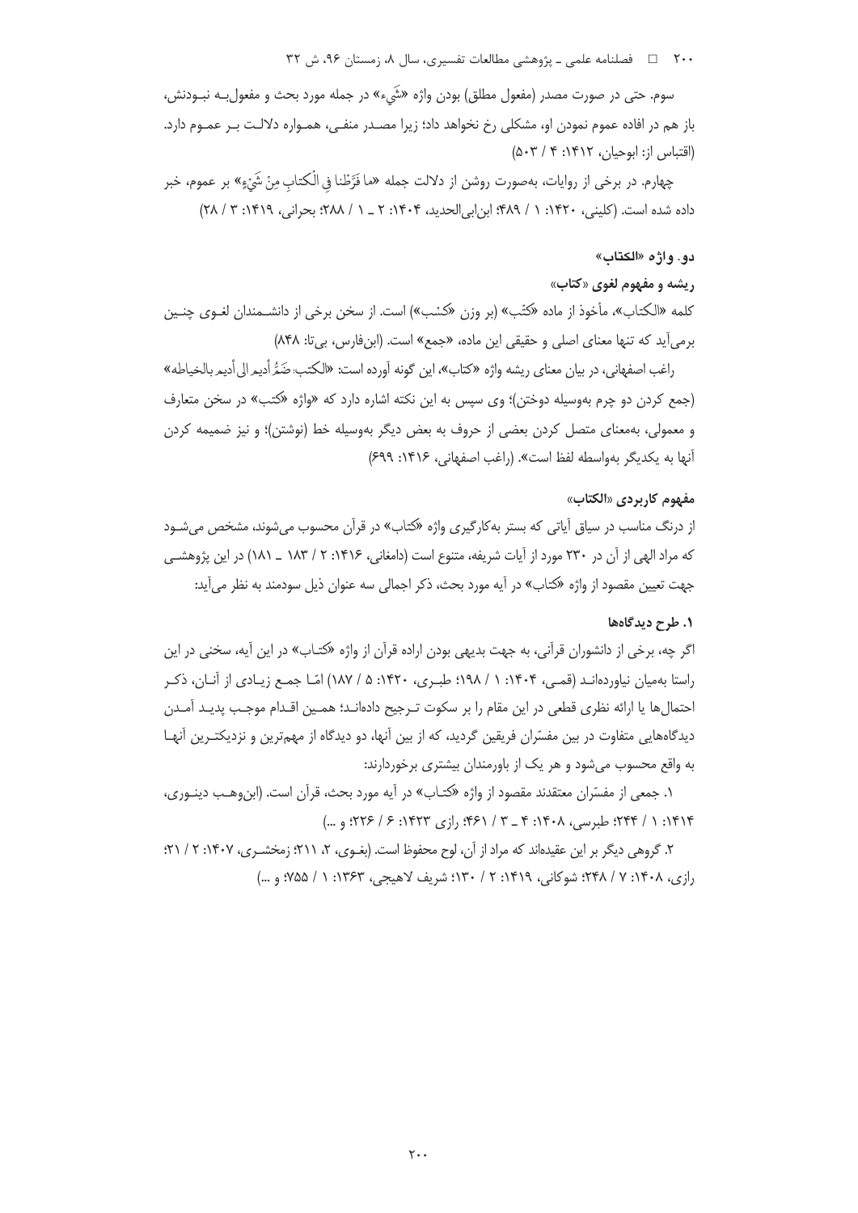سوم. حتی در صورت مصدر (مفعول مطلق) بودن واژه «شَيء» در جمله مورد بحث و مفعول‌بـه نبـودنش، باز هم در افاده عموم نمودن او، مشکلی رخ نخواهد داد؛ زیرا مصـدر منفـی، همـواره دلالـت بـر عمـوم دارد. (اقتباس از: ابوحیان، ۱۴۱۲: ۴ / ۵۰۳)

چهارم. در برخی از روایات، به‌صورت روشن از دلالت جمله «ما فَرَّطْنا فِي الْكِتابِ مِنْ شَيْءٍ» بر عموم، خبر داده شده است. (کلینی، ۱۴۲۰: ۱ / ۴۸۹؛ ابن‌ابی‌الحدید، ۱۴۰۴: ۲ ـ ۱ / ۲۸۸؛ بحرانی، ۱۴۱۹: ۳ / ۲۸)

## دو. واژه «الکتاب»

### ریشه و مفهوم لغوی «کتاب»

کلمه «الکتاب»، مأخوذ از ماده «کَتَب» (بر وزن «کَسَب») است. از سخن برخی از دانشـمندان لغـوی چنـین برمی‌آید که تنها معنای اصلی و حقیقی این ماده، «جمع» است. (ابن‌فارس، بی‌تا: ۸۴۸)

راغب اصفهانی، در بیان معنای ریشه واژه «کتاب»، این گونه آورده است: «الکتب: ضَمُّ أدیم الی أدیم بالخیاطه» (جمع کردن دو چرم به‌وسیله دوختن)؛ وی سپس به این نکته اشاره دارد که «واژه «کَتب» در سخن متعارف و معمولی، به‌معنای متصل کردن بعضی از حروف به بعض دیگر به‌وسیله خط (نوشتن)؛ و نیز ضمیمه کردن آنها به یکدیگر به‌واسطه لفظ است». (راغب اصفهانی، ۱۴۱۶: ۶۹۹)

### مفهوم کاربردی «الکتاب»

از درنگ مناسب در سیاق آیاتی که بستر به‌کارگیری واژه «کتاب» در قرآن محسوب می‌شوند، مشخص می‌شـود که مراد الهی از آن در ۲۳۰ مورد از آیات شریفه، متنوع است (دامغانی، ۱۴۱۶: ۲ / ۱۸۳ ـ ۱۸۱) در این پژوهشـی جهت تعیین مقصود از واژه «کتاب» در آیه مورد بحث، ذکر اجمالی سه عنوان ذیل سودمند به نظر می‌آید:

#### ۱. طرح دیدگاه‌ها

اگر چه، برخی از دانشوران قرآنی، به جهت بدیهی بودن اراده قرآن از واژه «کتـاب» در این آیه، سخنی در این راستا به‌میان نیاورده‌انـد (قمـی، ۱۴۰۴: ۱ / ۱۹۸؛ طبـری، ۱۴۲۰: ۵ / ۱۸۷) امّـا جمـع زیـادی از آنـان، ذکـر احتمال‌ها یا ارائه نظری قطعی در این مقام را بر سکوت تـرجیح داده‌انـد؛ همـین اقـدام موجـب پدیـد آمـدن دیدگاه‌هایی متفاوت در بین مفسّران فریقین گردید، که از بین آنها، دو دیدگاه از مهم‌ترین و نزدیکتـرین آنهـا به واقع محسوب می‌شود و هر یک از باورمندان بیشتری برخوردارند:

۱. جمعی از مفسّران معتقدند مقصود از واژه «کتـاب» در آیه مورد بحث، قرآن است. (ابن‌وهـب دینـوری، ۱۴۱۴: ۱ / ۲۴۴؛ طبرسی، ۱۴۰۸: ۴ ـ ۳ / ۴۶۱؛ رازی ۱۴۲۳: ۶ / ۲۲۶؛ و ...)

۲. گروهی دیگر بر این عقیده‌اند که مراد از آن، لوح محفوظ است. (بغـوی، ۲، ۲۱۱؛ زمخشـری، ۱۴۰۷: ۲ / ۲۱؛ رازی، ۱۴۰۸: ۷ / ۲۴۸؛ شوکانی، ۱۴۱۹: ۲ / ۱۳۰؛ شریف لاهیجی، ۱۳۶۳: ۱ / ۷۵۵؛ و ...)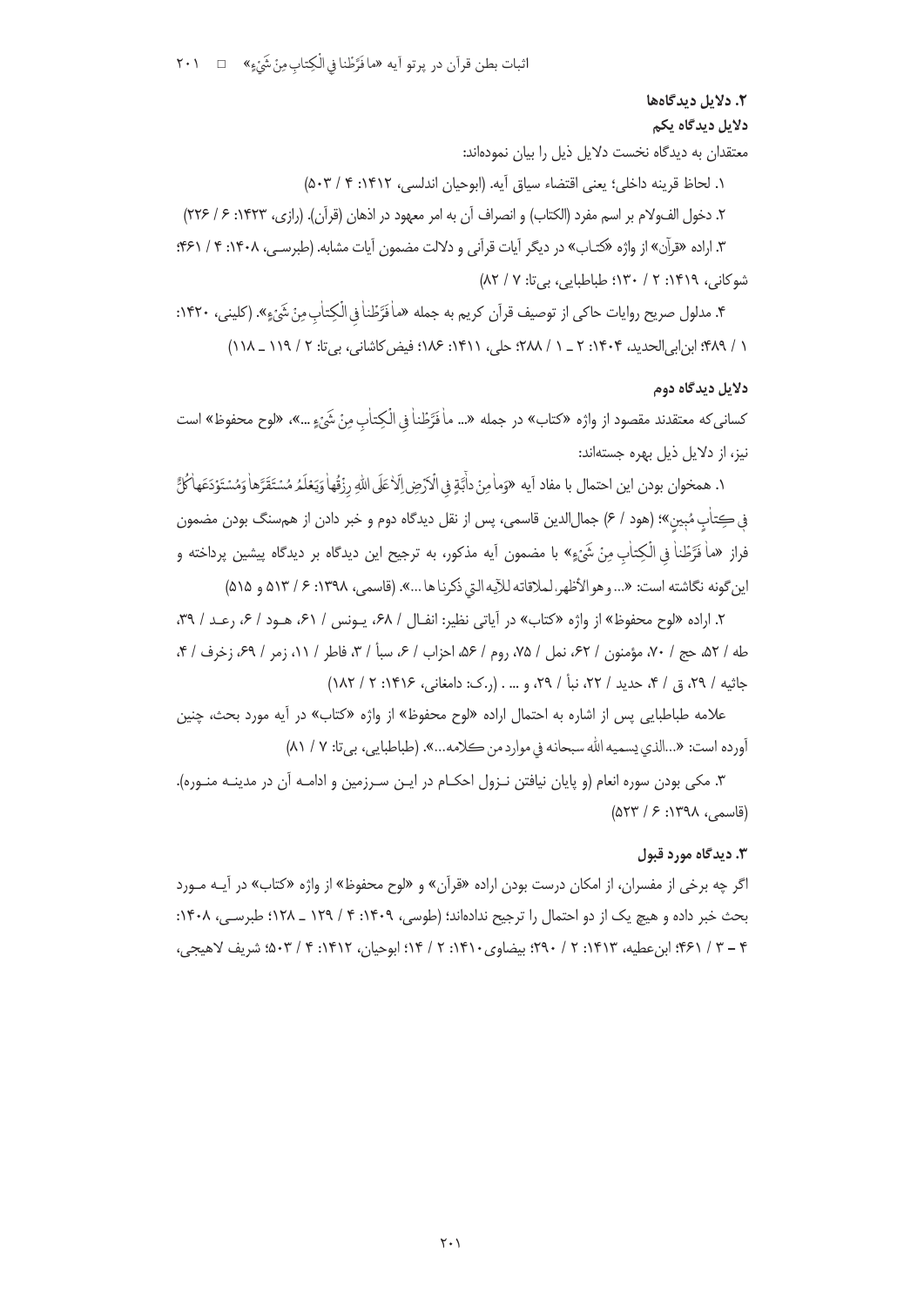## ۲. دلایل دیدگاه‌ها

### دلایل دیدگاه یکم

معتقدان به دیدگاه نخست دلایل ذیل را بیان نموده‌اند:

۱. لحاظ قرینه داخلی؛ یعنی اقتضاء سیاق آیه. (ابوحیان اندلسی، ۱۴۱۲: ۴ / ۵۰۳)

۲. دخول الف‌ولام بر اسم مفرد (الکتاب) و انصراف آن به امر معهود در اذهان (قرآن). (رازی، ۱۴۲۳: ۶ / ۲۲۶)

۳. اراده «قرآن» از واژه «کتـاب» در دیگر آیات قرآنی و دلالت مضمون آیات مشابه. (طبرسـی، ۱۴۰۸: ۴ / ۴۶۱؛ شوکانی، ۱۴۱۹: ۲ / ۱۳۰؛ طباطبایی، بی‌تا: ۷ / ۸۲)

۴. مدلول صریح روایات حاکی از توصیف قرآن کریم به جمله «ما فَرَّطْنا فِي الْكِتابِ مِنْ شَيْءٍ». (کلینی، ۱۴۲۰: ۱ / ۴۸۹؛ ابن‌ابی‌الحدید، ۱۴۰۴: ۲ ـ ۱ / ۲۸۸؛ حلی، ۱۴۱۱: ۱۸۶؛ فیض‌کاشانی، بی‌تا: ۲ / ۱۱۹ ـ ۱۱۸)

### دلایل دیدگاه دوم

کسانی‌که معتقدند مقصود از واژه «کتاب» در جمله «... ما فَرَّطْنا فِي الْكِتابِ مِنْ شَيْءٍ ...»، «لوح محفوظ» است نیز، از دلایل ذیل بهره جسته‌اند:

۱. همخوان بودن این احتمال با مفاد آیه «وَما مِنْ دابَّةٍ فِي الْأَرْضِ إِلَّا عَلَى اللَّهِ رِزْقُها وَيَعْلَمُ مُسْتَقَرَّها وَمُسْتَوْدَعَها كُلٌّ فِي كِتابٍ مُبِينٍ»؛ (هود / ۶) جمال‌الدین قاسمی، پس از نقل دیدگاه دوم و خبر دادن از هم‌سنگ بودن مضمون فراز «ما فَرَّطْنا فِي الْكِتابِ مِنْ شَيْءٍ» با مضمون آیه مذکور، به ترجیح این دیدگاه بر دیدگاه پیشین پرداخته و این‌گونه نگاشته است: «... وهو الأظهر، لملاقاته للآيه التي ذكرنا ها ...». (قاسمی، ۱۳۹۸: ۶ / ۵۱۳ و ۵۱۵)

۲. اراده «لوح محفوظ» از واژه «کتاب» در آیاتی نظیر: انفـال / ۶۸، یـونس / ۶۱، هـود / ۶، رعـد / ۳۹، طه / ۵۲، حج / ۷۰، مؤمنون / ۶۲، نمل / ۷۵، روم / ۵۶، احزاب / ۶، سبأ / ۳، فاطر / ۱۱، زمر / ۶۹، زخرف / ۴، جاثیه / ۲۹، ق / ۴، حدید / ۲۲، نبأ / ۲۹، و ... . (ر.ک: دامغانی، ۱۴۱۶: ۲ / ۱۸۲)

علامه طباطبایی پس از اشاره به احتمال اراده «لوح محفوظ» از واژه «کتاب» در آیه مورد بحث، چنین آورده است: «...الذي يسميه الله سبحانه في موارد من كلامه...». (طباطبایی، بی‌تا: ۷ / ۸۱)

۳. مکی بودن سوره انعام (و پایان نیافتن نـزول احکـام در ایـن سـرزمین و ادامـه آن در مدینـه منـوره). (قاسمی، ۱۳۹۸: ۶ / ۵۲۳)

## ۳. دیدگاه مورد قبول

اگر چه برخی از مفسران، از امکان درست بودن اراده «قرآن» و «لوح محفوظ» از واژه «کتاب» در آیـه مـورد بحث خبر داده و هیچ یک از دو احتمال را ترجیح نداده‌اند؛ (طوسی، ۱۴۰۹: ۴ / ۱۲۹ ـ ۱۲۸؛ طبرسـی، ۱۴۰۸: ۴ ـ ۳ / ۴۶۱؛ ابن‌عطیه، ۱۴۱۳: ۲ / ۲۹۰؛ بیضاوی ۱۴۱۰: ۲ / ۱۴؛ ابوحیان، ۱۴۱۲: ۴ / ۵۰۳؛ شریف لاهیجی،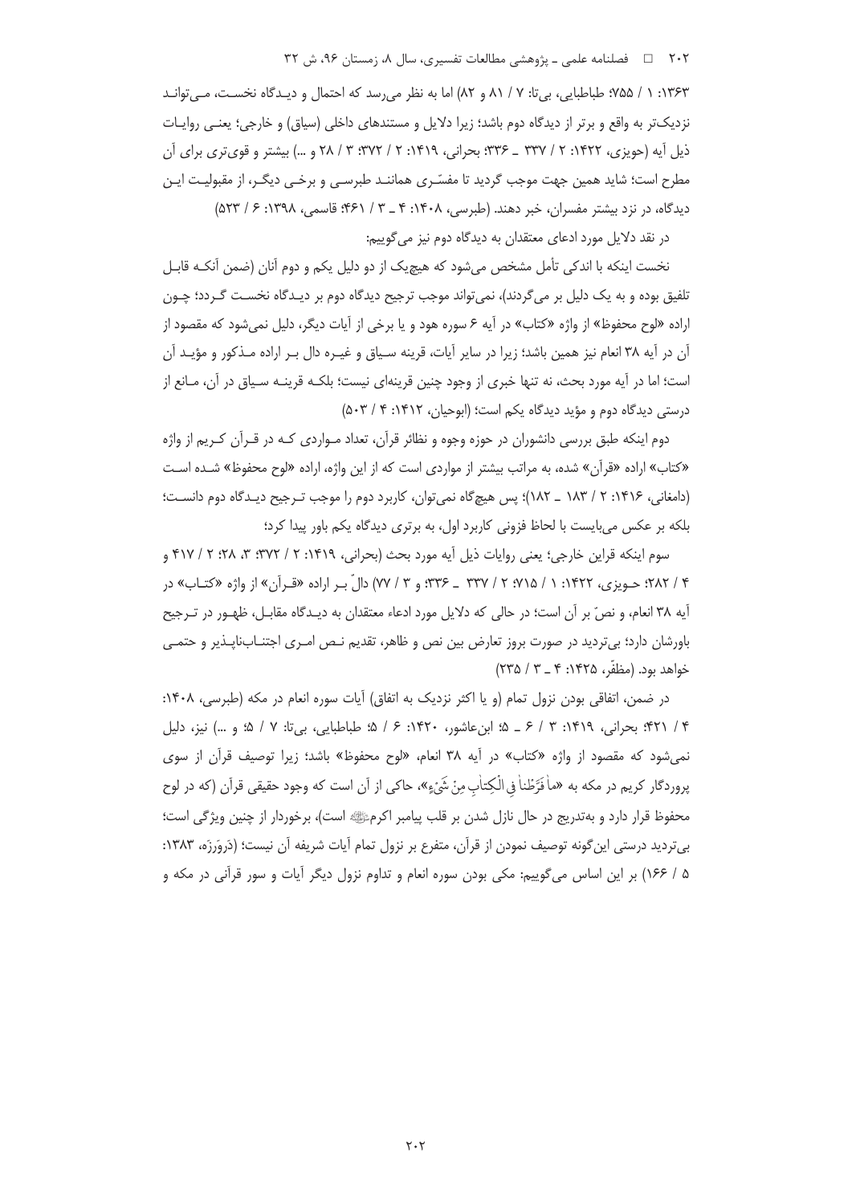۱۳۶۳: ۱ / ۷۵۵؛ طباطبایی، بی‌تا: ۷ / ۸۱ و ۸۲) اما به نظر می‌رسد که احتمال و دیدگاه نخست، می‌تواند نزدیک‌تر به واقع و برتر از دیدگاه دوم باشد؛ زیرا دلایل و مستندهای داخلی (سیاق) و خارجی؛ یعنی روایات ذیل آیه (حویزی، ۱۴۲۲: ۲ / ۳۳۷ ـ ۳۳۶؛ بحرانی، ۱۴۱۹: ۲ / ۳۷۲؛ ۳ / ۲۸ و ...) بیشتر و قوی‌تری برای آن مطرح است؛ شاید همین جهت موجب گردید تا مفسّری همانند طبرسی و برخی دیگر، از مقبولیت این دیدگاه، در نزد بیشتر مفسران، خبر دهند. (طبرسی، ۱۴۰۸: ۴ ـ ۳ / ۴۶۱؛ قاسمی، ۱۳۹۸: ۶ / ۵۲۳)

در نقد دلایل مورد ادعای معتقدان به دیدگاه دوم نیز می‌گوییم:

نخست اینکه با اندکی تأمل مشخص می‌شود که هیچ‌یک از دو دلیل یکم و دوم آنان (ضمن آنکه قابل تلفیق بوده و به یک دلیل بر می‌گردند)، نمی‌تواند موجب ترجیح دیدگاه دوم بر دیدگاه نخست گردد؛ چون اراده «لوح محفوظ» از واژه «کتاب» در آیه ۶ سوره هود و یا برخی از آیات دیگر، دلیل نمی‌شود که مقصود از آن در آیه ۳۸ انعام نیز همین باشد؛ زیرا در سایر آیات، قرینه سیاق و غیره دال بر اراده مذکور و مؤید آن است؛ اما در آیه مورد بحث، نه تنها خبری از وجود چنین قرینه‌ای نیست؛ بلکه قرینه سیاق در آن، مانع از درستی دیدگاه دوم و مؤید دیدگاه یکم است؛ (ابوحیان، ۱۴۱۲: ۴ / ۵۰۳)

دوم اینکه طبق بررسی دانشوران در حوزه وجوه و نظائر قرآن، تعداد مواردی که در قرآن کریم از واژه «کتاب» اراده «قرآن» شده، به مراتب بیشتر از مواردی است که از این واژه، اراده «لوح محفوظ» شده است (دامغانی، ۱۴۱۶: ۲ / ۱۸۳ ـ ۱۸۲)؛ پس هیچ‌گاه نمی‌توان، کاربرد دوم را موجب ترجیح دیدگاه دوم دانست؛ بلکه بر عکس می‌بایست با لحاظ فزونی کاربرد اول، به برتری دیدگاه یکم باور پیدا کرد؛

سوم اینکه قراین خارجی؛ یعنی روایات ذیل آیه مورد بحث (بحرانی، ۱۴۱۹: ۲ / ۳۷۲؛ ۳، ۲۸؛ ۲ / ۴۱۷ و ۴ / ۲۸۲؛ حویزی، ۱۴۲۲: ۱ / ۷۱۵؛ ۲ / ۳۳۷ ـ ۳۳۶؛ و ۳ / ۷۷) دالّ بر اراده «قرآن» از واژه «کتاب» در آیه ۳۸ انعام، و نصّ بر آن است؛ در حالی که دلایل مورد ادعاء معتقدان به دیدگاه مقابل، ظهور در ترجیح باورشان دارد؛ بی‌تردید در صورت بروز تعارض بین نص و ظاهر، تقدیم نص امری اجتناب‌ناپذیر و حتمی خواهد بود. (مظفّر، ۱۴۲۵: ۴ ـ ۳ / ۲۳۵)

در ضمن، اتفاقی بودن نزول تمام (و یا اکثر نزدیک به اتفاق) آیات سوره انعام در مکه (طبرسی، ۱۴۰۸: ۴ / ۴۲۱؛ بحرانی، ۱۴۱۹: ۳ / ۶ ـ ۵؛ ابن‌عاشور، ۱۴۲۰: ۶ / ۵؛ طباطبایی، بی‌تا: ۷ / ۵؛ و ...) نیز، دلیل نمی‌شود که مقصود از واژه «کتاب» در آیه ۳۸ انعام، «لوح محفوظ» باشد؛ زیرا توصیف قرآن از سوی پروردگار کریم در مکه به «مَا فَرَّطْنَا فِي الْكِتَابِ مِنْ شَيْءٍ»، حاکی از آن است که وجود حقیقی قرآن (که در لوح محفوظ قرار دارد و به‌تدریج در حال نازل شدن بر قلب پیامبر اکرمﷺ است)، برخوردار از چنین ویژگی است؛ بی‌تردید درستی این‌گونه توصیف نمودن از قرآن، متفرع بر نزول تمام آیات شریفه آن نیست؛ (دَرْوَزَه، ۱۳۸۳: ۵ / ۱۶۶) بر این اساس می‌گوییم: مکی بودن سوره انعام و تداوم نزول دیگر آیات و سور قرآنی در مکه و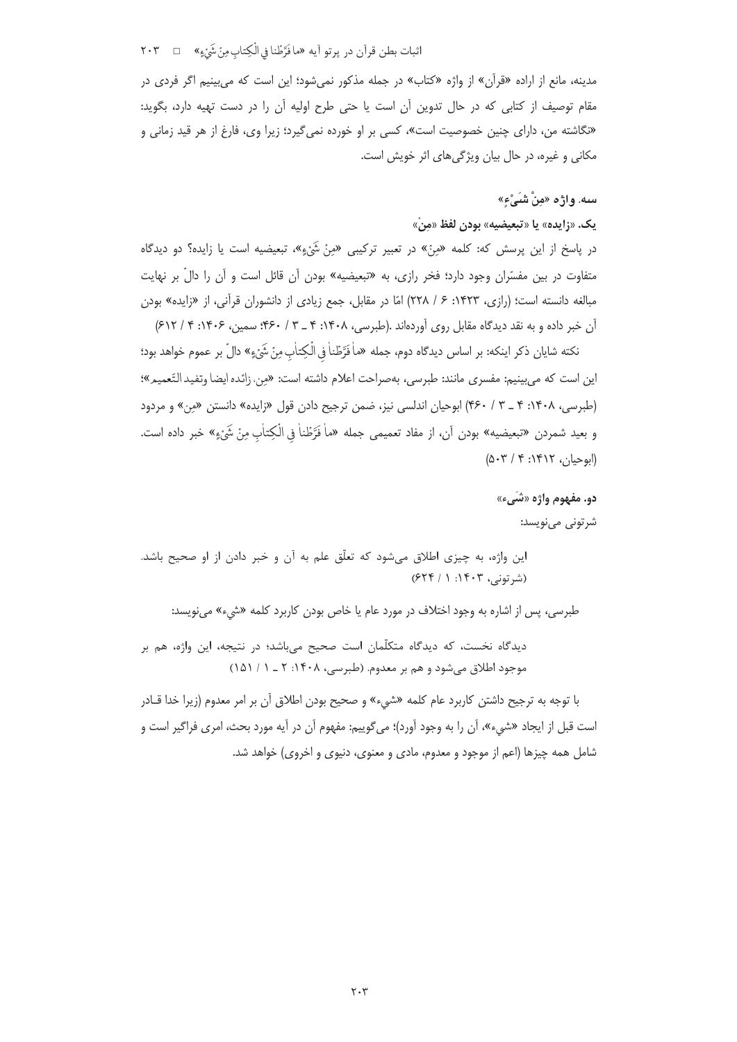مدینه، مانع از اراده «قرآن» از واژه «کتاب» در جمله مذکور نمی‌شود؛ این است که می‌بینیم اگر فردی در مقام توصیف از کتابی که در حال تدوین آن است یا حتی طرح اولیه آن را در دست تهیه دارد، بگوید: «نگاشته من، دارای چنین خصوصیت است»، کسی بر او خورده نمی‌گیرد؛ زیرا وی، فارغ از هر قید زمانی و مکانی و غیره، در حال بیان ویژگی‌های اثر خویش است.

### سه. واژه «مِنْ شَیْءٍ»

#### یک. «زایده» یا «تبعیضیه» بودن لفظ «مِنْ»

در پاسخ از این پرسش که: کلمه «مِنْ» در تعبیر ترکیبی «مِنْ شَيْءٍ»، تبعیضیه است یا زایده؟ دو دیدگاه متفاوت در بین مفسّران وجود دارد؛ فخر رازی، به «تبعیضیه» بودن آن قائل است و آن را دالّ بر نهایت مبالغه دانسته است؛ (رازی، ۱۴۲۳: ۶ / ۲۲۸) امّا در مقابل، جمع زیادی از دانشوران قرآنی، از «زایده» بودن آن خبر داده و به نقد دیدگاه مقابل روی آورده‌اند. (طبرسی، ۱۴۰۸: ۴ ـ ۳ / ۴۶۰؛ سمین، ۱۴۰۶: ۴ / ۶۱۲)

نکته شایان ذکر اینکه: بر اساس دیدگاه دوم، جمله «ما فَرَّطْنا فِي الْكِتابِ مِنْ شَيْءٍ» دالّ بر عموم خواهد بود؛ این است که می‌بینیم: مفسری مانند: طبرسی، به‌صراحت اعلام داشته است: «مِن، زائده ایضا وتفید التّعمیم»؛ (طبرسی، ۱۴۰۸: ۴ ـ ۳ / ۴۶۰) ابوحیان اندلسی نیز، ضمن ترجیح دادن قول «زایده» دانستن «مِن» و مردود و بعید شمردن «تبعیضیه» بودن آن، از مفاد تعمیمی جمله «ما فَرَّطْنا فِي الْكِتابِ مِنْ شَيْءٍ» خبر داده است. (ابوحیان، ۱۴۱۲: ۴ / ۵۰۳)

#### دو. مفهوم واژه «شَیء»

شرتونی می‌نویسد:

> این واژه، به چیزی اطلاق می‌شود که تعلّق علم به آن و خبر دادن از او صحیح باشد. (شرتونی، ۱۴۰۳: ۱ / ۶۲۴)

طبرسی، پس از اشاره به وجود اختلاف در مورد عام یا خاص بودن کاربرد کلمه «شيء» می‌نویسد:

> دیدگاه نخست، که دیدگاه متکلّمان است صحیح می‌باشد؛ در نتیجه، این واژه، هم بر موجود اطلاق می‌شود و هم بر معدوم. (طبرسی، ۱۴۰۸: ۲ ـ ۱ / ۱۵۱)

با توجه به ترجیح داشتن کاربرد عام کلمه «شيء» و صحیح بودن اطلاق آن بر امر معدوم (زیرا خدا قـادر است قبل از ایجاد «شيء»، آن را به وجود آورد)؛ می‌گوییم: مفهوم آن در آیه مورد بحث، امری فراگیر است و شامل همه چیزها (اعم از موجود و معدوم، مادی و معنوی، دنیوی و اخروی) خواهد شد.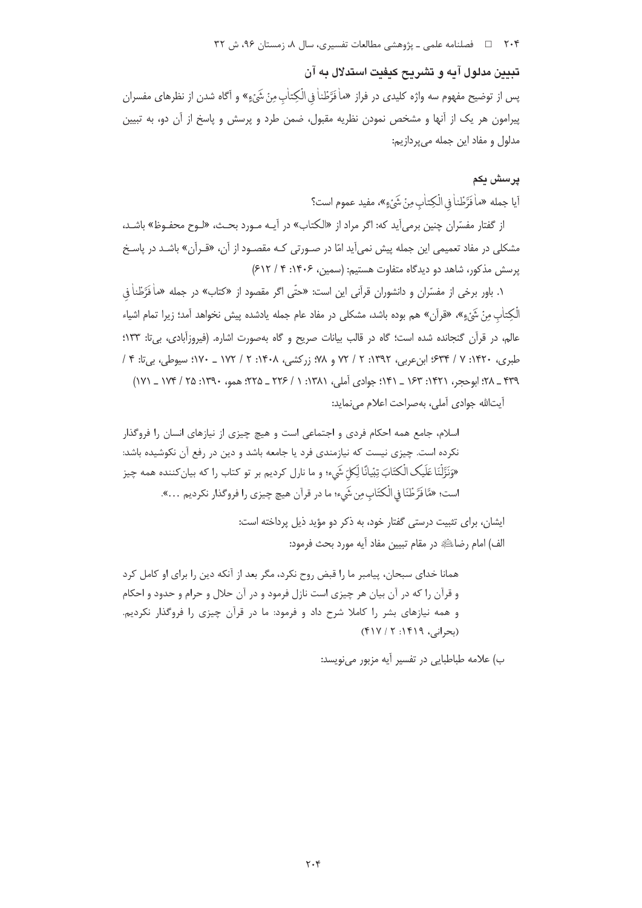### تبیین مدلول آیه و تشریح کیفیت استدلال به آن

پس از توضیح مفهوم سه واژه کلیدی در فراز «ما فَرَّطْنا فِی الْکِتابِ مِنْ شَیْءٍ» و آگاه شدن از نظرهای مفسران پیرامون هر یک از آنها و مشخص نمودن نظریه مقبول، ضمن طرد و پرسش و پاسخ از آن دو، به تبیین مدلول و مفاد این جمله می‌پردازیم:

#### پرسش یکم

آیا جمله «ما فَرَّطْنا فِی الْکِتابِ مِنْ شَیْءٍ»، مفید عموم است؟

از گفتار مفسّران چنین برمی‌آید که: اگر مراد از «الکتاب» در آیـه مـورد بحـث، «لـوح محفـوظ» باشـد، مشکلی در مفاد تعمیمی این جمله پیش نمی‌آید امّا در صـورتی کـه مقصـود از آن، «قـرآن» باشـد در پاسـخ پرسش مذکور، شاهد دو دیدگاه متفاوت هستیم: (سمین، ۱۴۰۶: ۴ / ۶۱۲)

۱. باور برخی از مفسّران و دانشوران قرآنی این است: «حتّی اگر مقصود از «کتاب» در جمله «ما فَرَّطْنا فِی الْکِتابِ مِنْ شَیْءٍ»، «قرآن» هم بوده باشد، مشکلی در مفاد عام جمله یادشده پیش نخواهد آمد؛ زیرا تمام اشیاء عالم، در قرآن گنجانده شده است؛ گاه در قالب بیانات صریح و گاه به‌صورت اشاره. (فیروزآبادی، بی‌تا: ۱۳۳؛ طبری، ۱۴۲۰: ۷ / ۶۳۴؛ ابن‌عربی، ۱۳۹۲: ۲ / ۷۲ و ۷۸؛ زرکشی، ۱۴۰۸: ۲ / ۱۷۲ ـ ۱۷۰؛ سیوطی، بی‌تا: ۴ / ۴۳۹ ـ ۲۸؛ ابوحجر، ۱۴۲۱: ۱۶۳ ـ ۱۴۱؛ جوادی آملی، ۱۳۸۱: ۱ / ۲۲۶ ـ ۲۲۵؛ همو، ۱۳۹۰: ۲۵ / ۱۷۴ ـ ۱۷۱)

آیت‌الله جوادی آملی، به‌صراحت اعلام می‌نماید:

> اسلام، جامع همه احکام فردی و اجتماعی است و هیچ چیزی از نیازهای انسان را فروگذار نکرده است. چیزی نیست که نیازمندی فرد یا جامعه باشد و دین در رفع آن نکوشیده باشد: «وَنَزَّلْنَا عَلَیکَ الْکِتَابَ تِبْیانًا لِکلِّ شَیءٍ؛ و ما نازل کردیم بر تو کتاب را که بیان‌کننده همه چیز است؛ «مَّا فَرَّطْنَا فِی الْکِتَابِ مِن شَیءٍ؛ ما در قرآن هیچ چیزی را فروگذار نکردیم ...».

ایشان، برای تثبیت درستی گفتار خود، به ذکر دو مؤید ذیل پرداخته است:

الف) امام رضا علیه‌السلام در مقام تبیین مفاد آیه مورد بحث فرمود:

> همانا خدای سبحان، پیامبر ما را قبض روح نکرد، مگر بعد از آنکه دین را برای او کامل کرد و قرآن را که در آن بیان هر چیزی است نازل فرمود و در آن حلال و حرام و حدود و احکام و همه نیازهای بشر را کاملا شرح داد و فرمود: ما در قرآن چیزی را فروگذار نکردیم. (بحرانی، ۱۴۱۹: ۲ / ۴۱۷)

ب) علامه طباطبایی در تفسیر آیه مزبور می‌نویسد: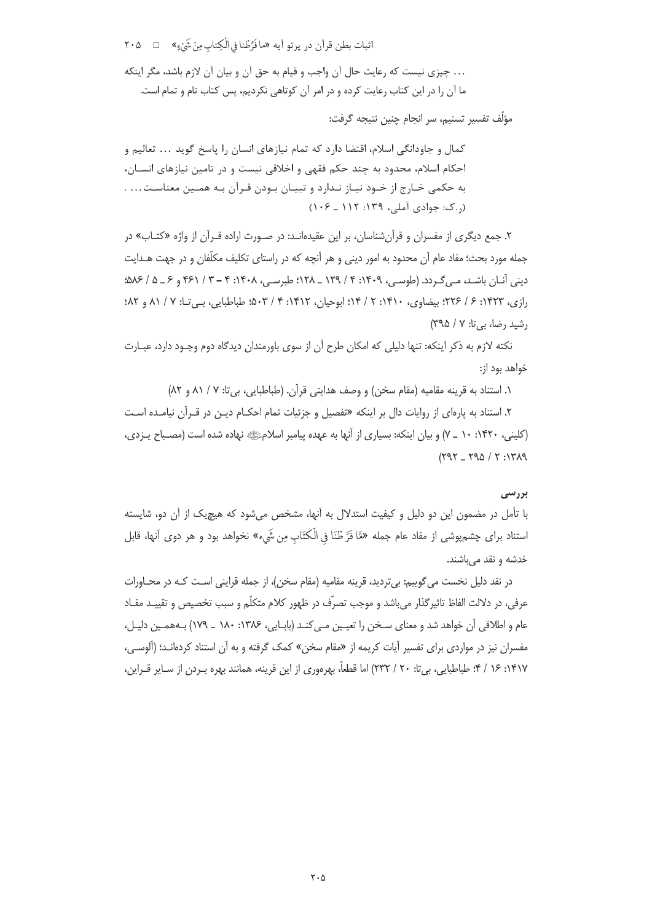... چیزی نیست که رعایت حال آن واجب و قیام به حق آن و بیان آن لازم باشد، مگر اینکه ما آن را در این کتاب رعایت کرده و در امر آن کوتاهی نکردیم، پس کتاب تام و تمام است.

مؤلّف تفسیر تسنیم، سر انجام چنین نتیجه گرفت:

> کمال و جاودانگی اسلام، اقتضا دارد که تمام نیازهای انسان را پاسخ گوید ... تعالیم و احکام اسلام، محدود به چند حکم فقهی و اخلاقی نیست و در تامین نیازهای انسان، به حکمی خارج از خود نیاز ندارد و تبیان بودن قرآن به همین معناست... . (ر.ک: جوادی آملی، ۱۳۹: ۱۱۲ ـ ۱۰۶)

۲. جمع دیگری از مفسران و قرآن‌شناسان، بر این عقیده‌اند: در صورت اراده قرآن از واژه «کتاب» در جمله مورد بحث؛ مفاد عام آن محدود به امور دینی و هر آنچه که در راستای تکلیف مکلّفان و در جهت هدایت دینی آنان باشد، می‌گردد. (طوسی، ۱۴۰۹: ۴ / ۱۲۹ ـ ۱۲۸؛ طبرسی، ۱۴۰۸: ۴ – ۳ / ۴۶۱ و ۶ ـ ۵ / ۵۸۶؛ رازی، ۱۴۲۳: ۶ / ۲۲۶؛ بیضاوی، ۱۴۱۰: ۲ / ۱۴؛ ابوحیان، ۱۴۱۲: ۴ / ۵۰۳؛ طباطبایی، بی‌تا: ۷ / ۸۱ و ۸۲؛ رشید رضا، بی‌تا: ۷ / ۳۹۵)

نکته لازم به ذکر اینکه: تنها دلیلی که امکان طرح آن از سوی باورمندان دیدگاه دوم وجود دارد، عبارت خواهد بود از:

۱. استناد به قرینه مقامیه (مقام سخن) و وصف هدایتی قرآن. (طباطبایی، بی‌تا: ۷ / ۸۱ و ۸۲)

۲. استناد به پاره‌ای از روایات دال بر اینکه «تفصیل و جزئیات تمام احکام دین در قرآن نیامده است (کلینی، ۱۴۲۰: ۱۰ ـ ۷) و بیان اینکه: بسیاری از آنها به عهده پیامبر اسلامﷺ نهاده شده است (مصباح یزدی، ۱۳۸۹: ۲ / ۲۹۵ ـ ۲۹۲)

### بررسی

با تأمل در مضمون این دو دلیل و کیفیت استدلال به آنها، مشخص می‌شود که هیچ‌یک از آن دو، شایسته استناد برای چشم‌پوشی از مفاد عام جمله «مَّا فَرَّطْنَا فِی الْکِتَابِ مِن شَیءٍ» نخواهد بود و هر دوی آنها، قابل خدشه و نقد می‌باشند.

در نقد دلیل نخست می‌گوییم: بی‌تردید، قرینه مقامیه (مقام سخن)، از جمله قراینی است که در محاورات عرفی، در دلالت الفاظ تاثیرگذار می‌باشد و موجب تصرّف در ظهور کلام متکلّم و سبب تخصیص و تقیید مفاد عام و اطلاقی آن خواهد شد و معنای سخن را تعیین می‌کند (بابایی، ۱۳۸۶: ۱۸۰ ـ ۱۷۹) به‌همین دلیل، مفسران نیز در مواردی برای تفسیر آیات کریمه از «مقام سخن» کمک گرفته و به آن استناد کرده‌اند؛ (آلوسی، ۱۴۱۷: ۱۶ / ۴؛ طباطبایی، بی‌تا: ۲۰ / ۲۳۲) اما قطعاً، بهره‌وری از این قرینه، همانند بهره بردن از سایر قراین،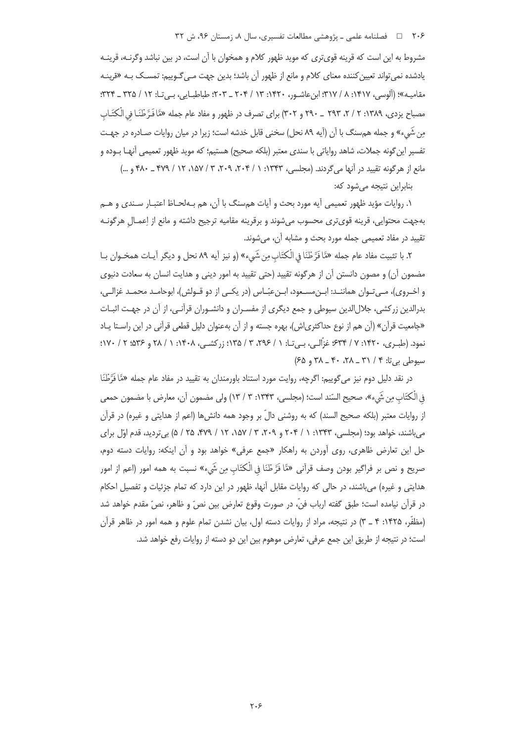مشروط به این است که قرینه قوی‌تری که موید ظهور کلام و همخوان با آن است، در بین نباشد وگرنـه، قرینـه یادشده نمی‌تواند تعیین‌کننده معنای کلام و مانع از ظهور آن باشد؛ بدین جهت مـی‌گـوییم: تمسـک بـه «قرینـه مقامیـه»؛ (آلوسی، ۱۴۱۷: ۸ / ۳۱۷؛ ابن‌عاشـور، ۱۴۲۰: ۱۳ / ۲۰۴ ـ ۲۰۳؛ طباطبـایی، بـی‌تـا: ۱۲ / ۳۲۵ ـ ۳۲۴؛ مصباح یزدی، ۱۳۸۹: ۲ / ۲، ۲۹۳ ـ ۲۹۰ و ۳۰۲) برای تصرف در ظهور و مفاد عام جمله «مَا فَرَّطْنَا فِي الْكِتَابِ مِن شَيْءٍ» و جمله هم‌سنگ با آن (آیه ۸۹ نحل) سخنی قابل خدشه است؛ زیرا در میان روایات صـادره در جهـت تفسیر این‌گونه جملات، شاهد روایاتی با سندی معتبر (بلکه صحیح) هستیم؛ که موید ظهور تعمیمی آنهـا بـوده و مانع از هرگونه تقیید در آنها می‌گردند. (مجلسی، ۱۳۴۳: ۱ / ۲۰۴، ۲۰۹، ۳ / ۱۵۷، ۱۲ / ۴۷۹ ـ ۴۸۰ و ...)

بنابراین نتیجه می‌شود که:

۱. روایات مؤید ظهور تعمیمی آیه مورد بحث و آیات هم‌سنگ با آن، هم بـه‌لحـاظ اعتبـار سـندی و هـم به‌جهت محتوایی، قرینه قوی‌تری محسوب می‌شوند و برقرینه مقامیه ترجیح داشته و مانع از اِعمـالِ هرگونـه تقیید در مفاد تعمیمی جمله مورد بحث و مشابه آن، می‌شوند.

۲. با تثبیت مفاد عام جمله «مَا فَرَّطْنَا فِي الْكِتَابِ مِن شَيْءٍ» (و نیز آیه ۸۹ نحل و دیگر آیـات همخـوان بـا مضمون آن) و مصون دانستن آن از هرگونه تقیید (حتی تقیید به امور دینی و هدایت انسان به سعادت دنیوی و اخـروی)، مـی‌تـوان هماننـد: ابـن‌مسـعود، ابـن‌عبّـاس (در یکـی از دو قـولش)، ابوحامـد محمـد غزالـی، بدرالدین زرکشی، جلال‌الدین سیوطی و جمع دیگری از مفسـران و دانشـوران قرآنـی، از آن در جهـت اثبـات «جامعیت قرآن» (آن هم از نوع حداکثری‌اش)، بهره جسته و از آن به‌عنوان دلیل قطعی قرآنی در این راسـتا یـاد نمود. (طبـری، ۱۴۲۰: ۷ / ۶۳۴؛ غزّالـی، بـی‌تـا: ۱ / ۲۹۶، ۳ / ۱۳۵؛ زرکشـی، ۱۴۰۸: ۱ / ۲۸ و ۵۳۶؛ ۲ / ۱۷۰؛ سیوطی بی‌تا: ۴ / ۳۱ ـ ۲۸، ۴۰ ـ ۳۸ و ۶۵)

در نقد دلیل دوم نیز می‌گوییم: اگرچه، روایت مورد استناد باورمندان به تقیید در مفاد عام جمله «مَا فَرَّطْنَا فِي الْكِتَابِ مِن شَيْءٍ»، صحیح السّند است؛ (مجلسی، ۱۳۴۳: ۳ / ۱۳) ولی مضمون آن، معارض با مضمون حمعی از روایات معتبر (بلکه صحیح السند) که به روشنی دالّ بر وجود همه دانش‌ها (اعم از هدایتی و غیره) در قرآن می‌باشند، خواهد بود؛ (مجلسی، ۱۳۴۳: ۱ / ۲۰۴ و ۲۰۹، ۳ / ۱۵۷، ۱۲ / ۴۷۹، ۲۵ / ۵) بی‌تردید، قدم اوّل برای حل این تعارض ظاهری، روی آوردن به راهکار «جمع عرفی» خواهد بود و آن اینکه: روایات دسته دوم، صریح و نص بر فراگیر بودن وصف قرآنی «مَا فَرَّطْنَا فِي الْكِتَابِ مِن شَيْءٍ» نسبت به همه امور (اعم از امور هدایتی و غیره) می‌باشند، در حالی که روایات مقابل آنها، ظهور در این دارد که تمام جزئیات و تفصیل احکام در قرآن نیامده است؛ طبق گفته ارباب فنّ، در صورت وقوع تعارض بین نصّ و ظاهر، نصّ مقدم خواهد شد (مظفّر، ۱۴۲۵: ۴ ـ ۳) در نتیجه، مراد از روایات دسته اول، بیان نشدن تمام علوم و همه امور در ظاهر قرآن است؛ در نتیجه از طریق این جمع عرفی، تعارض موهوم بین این دو دسته از روایات رفع خواهد شد.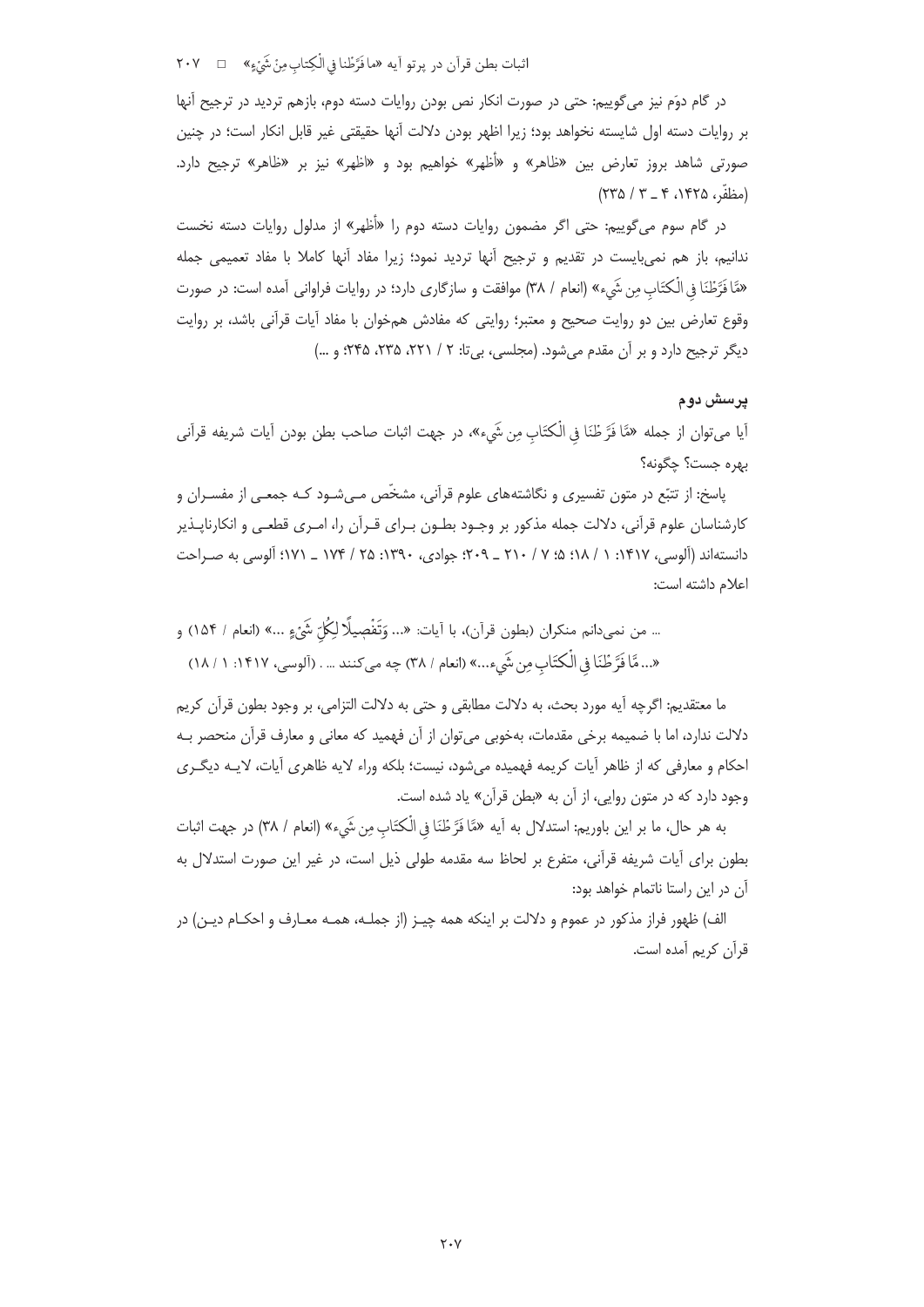در گام دوم نیز می‌گوییم: حتی در صورت انکار نص بودن روایات دسته دوم، بازهم تردید در ترجیح آنها بر روایات دسته اول شایسته نخواهد بود؛ زیرا اظهر بودن دلالت آنها حقیقتی غیر قابل انکار است؛ در چنین صورتی شاهد بروز تعارض بین «ظاهر» و «أظهر» خواهیم بود و «اظهر» نیز بر «ظاهر» ترجیح دارد. (مظفّر، ۱۴۲۵، ۴ ـ ۳ / ۲۳۵)

در گام سوم می‌گوییم: حتی اگر مضمون روایات دسته دوم را «أظهر» از مدلول روایات دسته نخست ندانیم، باز هم نمی‌بایست در تقدیم و ترجیح آنها تردید نمود؛ زیرا مفاد آنها کاملا با مفاد تعمیمی جمله «مَّا فَرَّطْنَا فِی الْکتَابِ مِن شَیءٍ» (انعام / ۳۸) موافقت و سازگاری دارد؛ در روایات فراوانی آمده است: در صورت وقوع تعارض بین دو روایت صحیح و معتبر؛ روایتی که مفادش هم‌خوان با مفاد آیات قرآنی باشد، بر روایت دیگر ترجیح دارد و بر آن مقدم می‌شود. (مجلسی، بی‌تا: ۲ / ۲۲۱، ۲۳۵، ۲۴۵؛ و ...)

## پرسش دوم

آیا می‌توان از جمله «مَّا فَرَّطْنَا فِی الْکتَابِ مِن شَیءٍ»، در جهت اثبات صاحب بطن بودن آیات شریفه قرآنی بهره جست؟ چگونه؟

پاسخ: از تتبّع در متون تفسیری و نگاشته‌های علوم قرآنی، مشخّص می‌شود که جمعی از مفسران و کارشناسان علوم قرآنی، دلالت جمله مذکور بر وجود بطون برای قرآن را، امری قطعی و انکارناپذیر دانسته‌اند (آلوسی، ۱۴۱۷: ۱ / ۱۸؛ ۵؛ ۷ / ۲۱۰ ـ ۲۰۹؛ جوادی، ۱۳۹۰: ۲۵ / ۱۷۴ ـ ۱۷۱؛ آلوسی به صراحت اعلام داشته است:

> ... من نمی‌دانم منکران (بطون قرآن)، با آیات: «... وَتَفْصِيلًا لِكُلِّ شَيْءٍ ...» (انعام / ۱۵۴) و «... مَّا فَرَّطْنَا فِی الْکتَابِ مِن شَیءٍ...» (انعام / ۳۸) چه می‌کنند ... . (آلوسی، ۱۴۱۷: ۱ / ۱۸)

ما معتقدیم: اگرچه آیه مورد بحث، به دلالت مطابقی و حتی به دلالت التزامی، بر وجود بطون قرآن کریم دلالت ندارد، اما با ضمیمه برخی مقدمات، به‌خوبی می‌توان از آن فهمید که معانی و معارف قرآن منحصر به احکام و معارفی که از ظاهر آیات کریمه فهمیده می‌شود، نیست؛ بلکه وراء لایه ظاهری آیات، لایه دیگری وجود دارد که در متون روایی، از آن به «بطن قرآن» یاد شده است.

به هر حال، ما بر این باوریم: استدلال به آیه «مَّا فَرَّطْنَا فِی الْکتَابِ مِن شَیءٍ» (انعام / ۳۸) در جهت اثبات بطون برای آیات شریفه قرآنی، متفرع بر لحاظ سه مقدمه طولی ذیل است، در غیر این صورت استدلال به آن در این راستا ناتمام خواهد بود:

الف) ظهور فراز مذکور در عموم و دلالت بر اینکه همه چیز (از جمله، همه معارف و احکام دین) در قرآن کریم آمده است.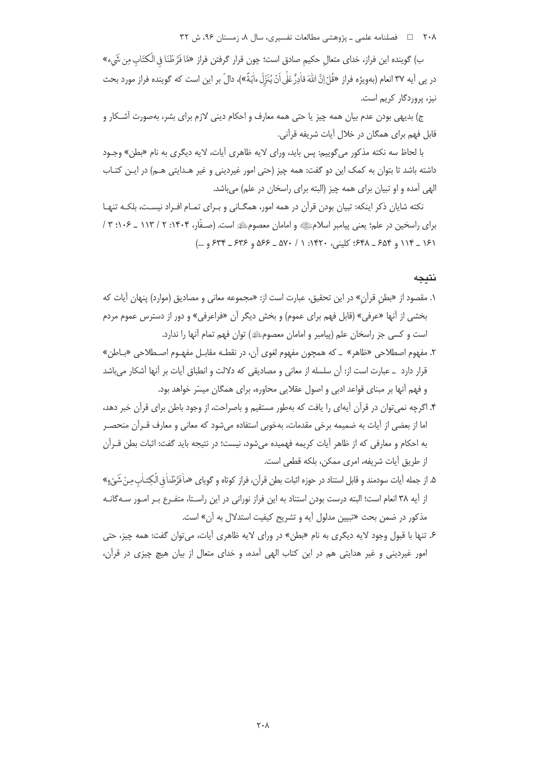ب) گوینده این فراز، خدای متعالِ حکیمِ صادق است؛ چون قرار گرفتن فراز «مَّا فَرَّطْنَا فِي الْكِتَابِ مِن شَيْءٍ» در پی آیه ۳۷ انعام (به‌ویژه فراز «قُلْ إِنَّ اللَّهَ قَادِرٌ عَلَىٰ أَن يُنَزِّلَ آيَةً»)، دالّ بر این است که گوینده فراز مورد بحث نیز، پروردگار کریم است.

ج) بدیهی بودن عدم بیان همه چیز یا حتی همه معارف و احکام دینی لازم برای بشر، به‌صورت آشکار و قابل فهم برای همگان در خلال آیات شریفه قرآنی.

با لحاظ سه نکته مذکور می‌گوییم: پس باید، ورای لایه ظاهری آیات، لایه دیگری به نام «بطن» وجود داشته باشد تا بتوان به کمک این دو گفت: همه چیز (حتی امور غیردینی و غیر هدایتی هم) در این کتاب الهی آمده و او تبیان برای همه چیز (البته برای راسخان در علم) می‌باشد.

نکته شایان ذکر اینکه: تبیان بودن قرآن در همه امور، همگانی و برای تمام افراد نیست، بلکه تنها برای راسخین در علم؛ یعنی پیامبر اسلام ﷺ و امامان معصوم ﷺ است. (صفّار، ۱۴۰۴: ۲ / ۱۱۳ ـ ۱۰۶؛ ۳ / ۱۶۱ ـ ۱۱۴ و ۶۵۴ ـ ۶۴۸؛ کلینی، ۱۴۲۰: ۱ / ۵۷۰ ـ ۵۶۶ و ۶۳۶ ـ ۶۳۴ و ...)

## نتیجه

۱. مقصود از «بطنِ قرآن» در این تحقیق، عبارت است از: «مجموعه معانی و مصادیق (موارد) پنهان آیات که بخشی از آنها «عرفی» (قابل فهم برای عموم) و بخش دیگر آن «فراعرفی» و دور از دسترس عموم مردم است و کسی جز راسخان علم (پیامبر و امامان معصوم ﷺ) توان فهم تمام آنها را ندارد.

۲. مفهوم اصطلاحی «ظاهر» ـ که همچون مفهوم لغوی آن، در نقطه مقابل مفهوم اصطلاحی «باطن» قرار دارد ـ عبارت است از: آن سلسله از معانی و مصادیقی که دلالت و انطباق آیات بر آنها آشکار می‌باشد و فهم آنها بر مبنای قواعد ادبی و اصول عقلایی محاوره، برای همگان میسّر خواهد بود.

۴. اگرچه نمی‌توان در قرآن آیه‌ای را یافت که به‌طور مستقیم و باصراحت، از وجود باطن برای قرآن خبر دهد، اما از بعضی از آیات به ضمیمه برخی مقدمات، به‌خوبی استفاده می‌شود که معانی و معارف قرآن منحصر به احکام و معارفی که از ظاهر آیات کریمه فهمیده می‌شود، نیست؛ در نتیجه باید گفت: اثبات بطن قرآن از طریق آیات شریفه، امری ممکن، بلکه قطعی است.

۵. از جمله آیات سودمند و قابل استناد در حوزه اثبات بطن قرآن، فراز کوتاه و گویای «مَا فَرَّطْنَا فِي الْكِتَابِ مِن شَيْءٍ» از آیه ۳۸ انعام است؛ البته درست بودن استناد به این فراز نورانی در این راستا، متفرع بر امور سه‌گانه مذکور در ضمن بحث «تبیین مدلول آیه و تشریح کیفیت استدلال به آن» است.

۶. تنها با قبول وجود لایه دیگری به نام «بطن» در ورای لایه ظاهری آیات، می‌توان گفت: همه چیز، حتی امور غیردینی و غیر هدایتی هم در این کتاب الهی آمده، و خدای متعال از بیان هیچ چیزی در قرآن،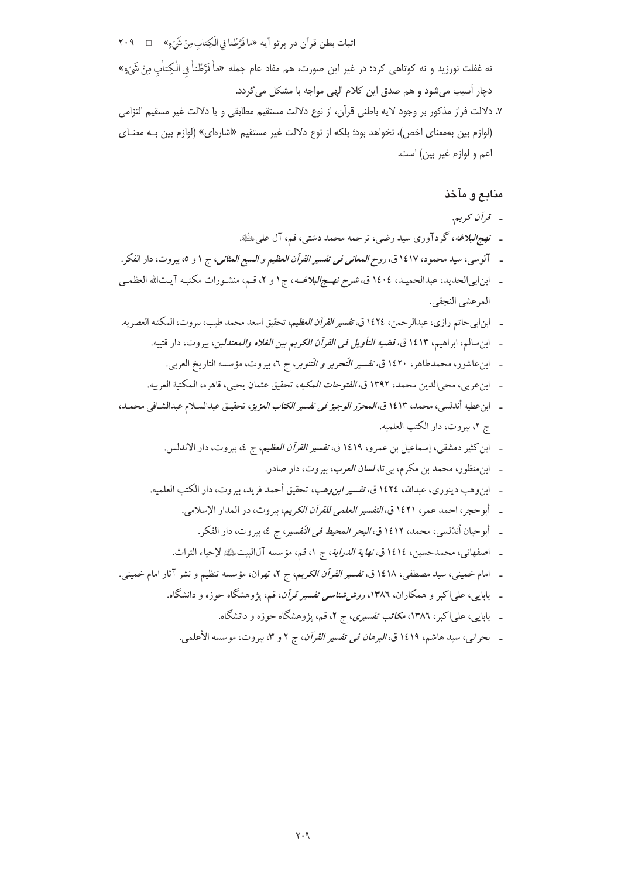نه غفلت نورزید و نه کوتاهی کرد؛ در غیر این صورت، هم مفاد عام جمله «ما فَرَّطْنا فِي الْكِتابِ مِنْ شَيْءٍ» دچار آسیب می‌شود و هم صدق این کلام الهی مواجه با مشکل می‌گردد.

۷. دلالت فراز مذکور بر وجود لایه باطنی قرآن، از نوع دلالت مستقیم مطابقی و یا دلالت غیر مسقیم التزامی (لوازم بین به‌معنای اخص)، نخواهد بود؛ بلکه از نوع دلالت غیر مستقیم «اشاره‌ای» (لوازم بین بـه معنـای اعم و لوازم غیر بین) است.

## منابع و مآخذ

- *قرآن کریم*.
- *نهج‌البلاغه*، گردآوری سید رضی، ترجمه محمد دشتی، قم، آل علی ﷺ.
- آلوسی، سید محمود، ۱۴۱۷ ق، *روح المعانی فی تفسیر القرآن العظیم و السبع المثانی*، ج ۱ و ۵، بیروت، دار الفکر.
- ابن‌ابی‌الحدید، عبدالحمیـد، ۱۴۰۴ ق، *شرح نهـج‌البلاغـه*، ج ۱ و ۲، قـم، منشـورات مکتبـه آیـت‌الله العظمـی المرعشی النجفی.
- ابن‌ابی‌حاتم رازی، عبدالرحمن، ۱۴۲۴ ق، *تفسیر القرآن العظیم*، تحقیق اسعد محمد طیب، بیروت، المکتبه العصریه.
- ابن‌سالم، ابراهیم، ۱۴۱۳ ق، *قضیه التأویل فی القرآن الکریم بین الغلاه والمعتدلین*، بیروت، دار قتیبه.
- ابن‌عاشور، محمدطاهر، ۱۴۲۰ ق، *تفسیر التَحریر و التَنویر*، ج ۶، بیروت، مؤسسه التاریخ العربی.
- ابن‌عربی، محی‌الدین محمد، ۱۳۹۲ ق، *الفتوحات المکیه*، تحقیق عثمان یحیی، قاهره، المکتبة العربیه.
- ابن‌عطیه أندلسی، محمد، ۱۴۱۳ ق، *المحرّر الوجیز فی تفسیر الکتاب العزیز*، تحقیـق عبدالسـلام عبدالشـافی محمـد، ج ۲، بیروت، دار الکتب العلمیه.
- ابن‌کثیر دمشقی، إسماعیل بن عمرو، ۱۴۱۹ ق، *تفسیر القرآن العظیم*، ج ۴، بیروت، دار الاندلس.
- ابن‌منظور، محمد بن مکرم، بی‌تا، *لسان العرب*، بیروت، دار صادر.
- ابن‌وهب دینوری، عبدالله، ۱۴۲۴ ق، *تفسیر ابن‌وهب*، تحقیق أحمد فرید، بیروت، دار الکتب العلمیه.
- أبوحجر، احمد عمر، ۱۴۲۱ ق، *التفسیر العلمی للقرآن الکریم*، بیروت، در المدار الإسلامی.
- أبوحیان اُندُلسی، محمد، ۱۴۱۲ ق، *البحر المحیط فی التَفسیر*، ج ۴، بیروت، دار الفکر.
- اصفهانی، محمدحسین، ۱۴۱۴ ق، *نهایة الدرایة*، ج ۱، قم، مؤسسه آل‌البیت ﷺ لإحیاء التراث.
- امام خمینی، سید مصطفی، ۱۴۱۸ ق، *تفسیر القرآن الکریم*، ج ۲، تهران، مؤسسه تنظیم و نشر آثار امام خمینی.
- بابایی، علی‌اکبر و همکاران، ۱۳۸۶، *روش‌شناسی تفسیر قرآن*، قم، پژوهشگاه حوزه و دانشگاه.
- بابایی، علی‌اکبر، ۱۳۸۶، *مکاتب تفسیری*، ج ۲، قم، پژوهشگاه حوزه و دانشگاه.
- بحرانی، سید هاشم، ۱۴۱۹ ق، *البرهان فی تفسیر القرآن*، ج ۲ و ۳، بیروت، موسسه الأعلمی.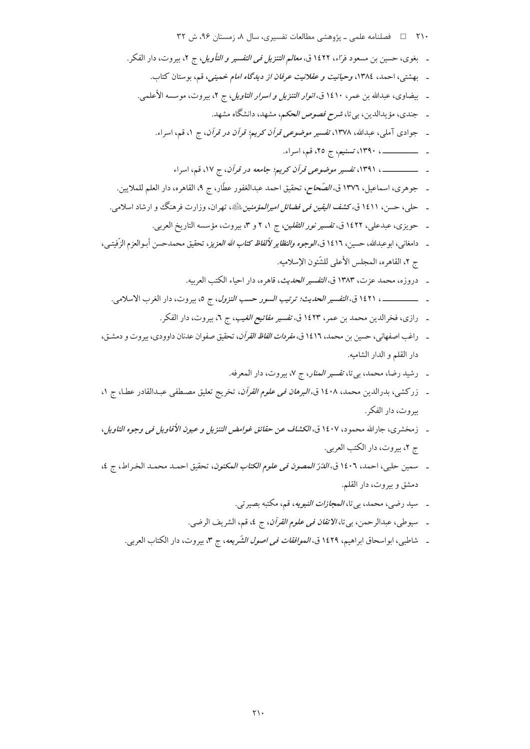- بغوی، حسین بن مسعود فرّاء، ۱٤۲۲ ق، *معالم التنزيل فی التفسير و التأويل*، ج ۲، بیروت، دار الفکر.
- بهشتی، احمد، ۱۳۸٤، *وحیانیت و عقلانیت عرفان از دیدگاه امام خمینی*، قم، بوستان کتاب.
- بیضاوی، عبدالله بن عمر، ۱٤۱۰ ق، *انوار التنزیل و اسرار التاویل*، ج ۲، بیروت، موسسه الأعلمی.
- جندی، مؤیدالدین، بی تا، *شرح فصوص الحکم*، مشهد، دانشگاه مشهد.
- جوادی آملی، عبدالله، ۱۳۷۸، *تفسیر موضوعی قرآن کریم؛ قرآن در قرآن*، ج ۱، قم، اسراء.
- ـــــــــــــ ، ۱۳۹۰، *تسنیم*، ج ۲۵، قم، اسراء.
- ـــــــــــــ ، ۱۳۹۱، *تفسیر موضوعی قرآن کریم؛ جامعه در قرآن*، ج ۱۷، قم، اسراء
- جوهری، اسماعیل، ۱۳۷٦ ق، *الصّحاح*، تحقیق احمد عبدالغفور عطّار، ج ۹، القاهره، دار العلم للملایین.
- حلی، حسن، ۱٤۱۱ ق، *کشف الیقین فی فضائل امیرالمؤمنین*ﷺ، تهران، وزارت فرهنگ و ارشاد اسلامی.
- حویزی، عبدعلی، ۱٤۲۲ ق، *تفسیر نور الثقلین*، ج ۱، ۲ و ۳، بیروت، مؤسسه التاریخ العربی.
- دامغانی، ابوعبدالله، حسین، ۱٤۱٦ ق، *الوجوه والنظایر لألفاظ کتاب الله العزیز*، تحقیق محمدحسن أبوالعزم الزّفیتی، ج ۲، القاهره، المجلس الأعلی للشّئون الإسلامیه.
- دروزه، محمد عزت، ۱۳۸۳ ق، *التفسیر الحدیث*، قاهره، دار احیاء الکتب العربیه.
- ـــــــــــــ ، ۱٤۲۱ ق، *التفسیر الحدیث؛ ترتیب السور حسب النزول*، ج ٥، بیروت، دار الغرب الاسلامی.
- رازی، فخرالدین محمد بن عمر، ۱٤۲۳ ق، *تفسیر مفاتیح الغیب*، ج ٦، بیروت، دار الفکر.
- راغب اصفهانی، حسین بن محمد، ۱٤۱٦ ق، *مفردات الفاظ القرآن*، تحقیق صفوان عدنان داوودی، بیروت و دمشق، دار القلم و الدار الشامیه.
- رشید رضا، محمد، بی تا، *تفسیر المنار*، ج ۷، بیروت، دار المعرفه.
- زرکشی، بدرالدین محمد، ۱٤۰۸ ق، *البرهان فی علوم القرآن*، تخریج تعلیق مصطفی عبدالقادر عطا، ج ۱، بیروت، دار الفکر.
- زمخشری، جارالله محمود، ۱٤۰۷ ق، *الکشاف عن حقائق غوامض التنزیل و عیون الأقاویل فی وجوه التاویل*، ج ۲، بیروت، دار الکتب العربی.
- سمین حلبی، احمد، ۱٤۰٦ ق، *الدّرّ المصون فی علوم الکتاب المکنون*، تحقیق احمد محمد الخراط، ج ٤، دمشق و بیروت، دار القلم.
- سید رضی، محمد، بی تا، *المجازات النبویه*، قم، مکتبه بصیرتی.
- سیوطی، عبدالرحمن، بی تا، *الاتقان فی علوم القرآن*، ج ٤، قم، الشریف الرضی.
- شاطبی، ابواسحاق ابراهیم، ۱٤۲۹ ق، *الموافقات فی اصول الشّریعه*، ج ۳، بیروت، دار الکتاب العربی.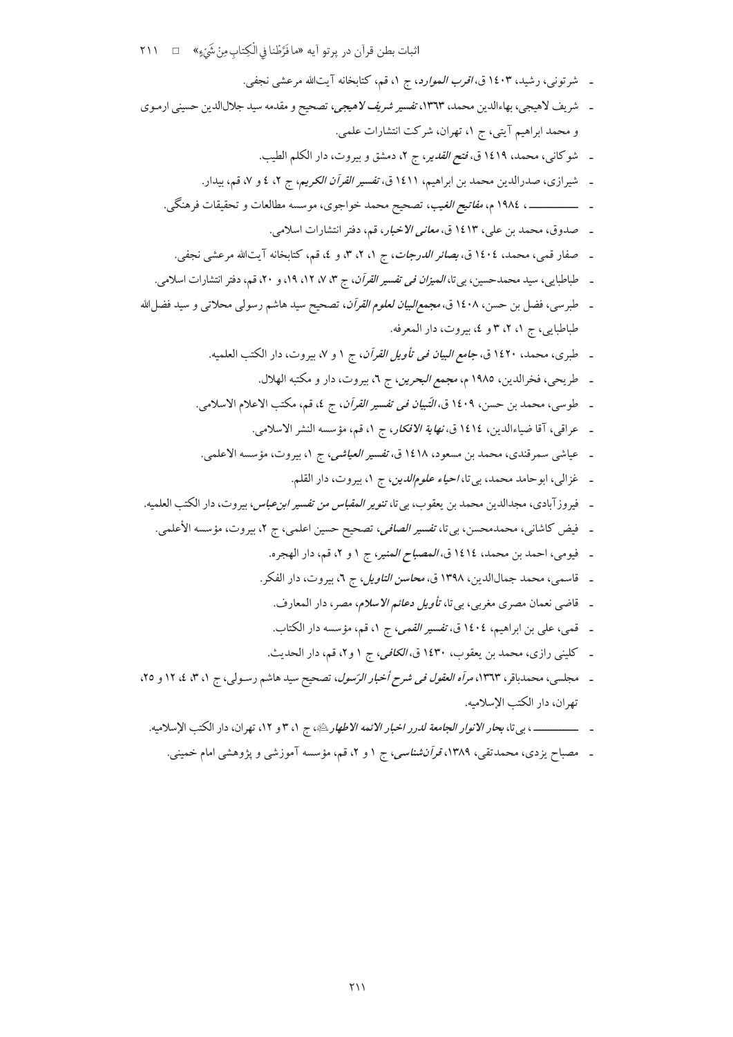- شرتونی، رشید، ۱۴۰۳ ق، *اقرب الموارد*، ج ۱، قم، کتابخانه آیت‌الله مرعشی نجفی.
- شریف لاهیجی، بهاءالدین محمد، ۱۳۶۳، *تفسیر شریف لاهیجی*، تصحیح و مقدمه سید جلال‌الدین حسینی ارموی و محمد ابراهیم آیتی، ج ۱، تهران، شرکت انتشارات علمی.
- شوکانی، محمد، ۱۴۱۹ ق، *فتح القدیر*، ج ۲، دمشق و بیروت، دار الکلم الطیب.
- شیرازی، صدرالدین محمد بن ابراهیم، ۱۴۱۱ ق، *تفسیر القرآن الکریم*، ج ۲، ٤ و ۷، قم، بیدار.
- ــــــــــــ ، ۱۹۸٤ م، *مفاتیح الغیب*، تصحیح محمد خواجوی، موسسه مطالعات و تحقیقات فرهنگی.
- صدوق، محمد بن علی، ۱۴۱۳ ق، *معانی الاخبار*، قم، دفتر انتشارات اسلامی.
- صفار قمی، محمد، ۱۴۰٤ ق، *بصائر الدرجات*، ج ۱، ۲، ۳، و ٤، قم، کتابخانه آیت‌الله مرعشی نجفی.
- طباطبایی، سید محمدحسین، بی‌تا، *المیزان فی تفسیر القرآن*، ج ۳، ۷، ۱۲، ۱۹، و ۲۰، قم، دفتر انتشارات اسلامی.
- طبرسی، فضل بن حسن، ۱۴۰۸ ق، *مجمع‌البیان لعلوم القرآن*، تصحیح سید هاشم رسولی محلاتی و سید فضل‌الله طباطبایی، ج ۱، ۲، ۳ و ٤، بیروت، دار المعرفه.
- طبری، محمد، ۱۴۲۰ ق، *جامع البیان فی تأویل القرآن*، ج ۱ و ۷، بیروت، دار الکتب العلمیه.
- طریحی، فخرالدین، ۱۹۸۵ م، *مجمع البحرین*، ج ٦، بیروت، دار و مکتبه الهلال.
- طوسی، محمد بن حسن، ۱۴۰۹ ق، *التّبیان فی تفسیر القرآن*، ج ٤، قم، مکتب الاعلام الاسلامی.
- عراقی، آقا ضیاءالدین، ۱۴۱٤ ق، *نهایة الافکار*، ج ۱، قم، مؤسسه النشر الاسلامی.
- عیاشی سمرقندی، محمد بن مسعود، ۱۴۱۸ ق، *تفسیر العیاشی*، ج ۱، بیروت، مؤسسه الاعلمی.
- غزالی، ابوحامد محمد، بی‌تا، *احیاء علوم‌الدین*، ج ۱، بیروت، دار القلم.
- فیروزآبادی، مجدالدین محمد بن یعقوب، بی‌تا، *تنویر المقباس من تفسیر ابن‌عباس*، بیروت، دار الکتب العلمیه.
- فیض کاشانی، محمدمحسن، بی‌تا، *تفسیر الصافی*، تصحیح حسین اعلمی، ج ۲، بیروت، مؤسسه الأعلمی.
- فیومی، احمد بن محمد، ۱۴۱٤ ق، *المصباح المنیر*، ج ۱ و ۲، قم، دار الهجره.
- قاسمی، محمد جمال‌الدین، ۱۳۹۸ ق، *محاسن التاویل*، ج ٦، بیروت، دار الفکر.
- قاضی نعمان مصری مغربی، بی‌تا، *تأویل دعائم الاسلام*، مصر، دار المعارف.
- قمی، علی بن ابراهیم، ۱۴۰٤ ق، *تفسیر القمی*، ج ۱، قم، مؤسسه دار الکتاب.
- کلینی رازی، محمد بن یعقوب، ۱۴۳۰ ق، *الکافی*، ج ۱ و۲، قم، دار الحدیث.
- مجلسی، محمدباقر، ۱۳۶۳، *مرآه العقول فی شرح أخبار الرّسول*، تصحیح سید هاشم رسولی، ج ۱، ۳، ٤، ۱۲ و ۲۵، تهران، دار الکتب الإسلامیه.
- ــــــــــــ ، بی‌تا، *بحار الانوار الجامعة لدرر اخبار الائمه الاطهار*(ع)، ج ۱، ۳ و ۱۲، تهران، دار الکتب الإسلامیه.
- مصباح یزدی، محمدتقی، ۱۳۸۹، *قرآن‌شناسی*، ج ۱ و ۲، قم، مؤسسه آموزشی و پژوهشی امام خمینی.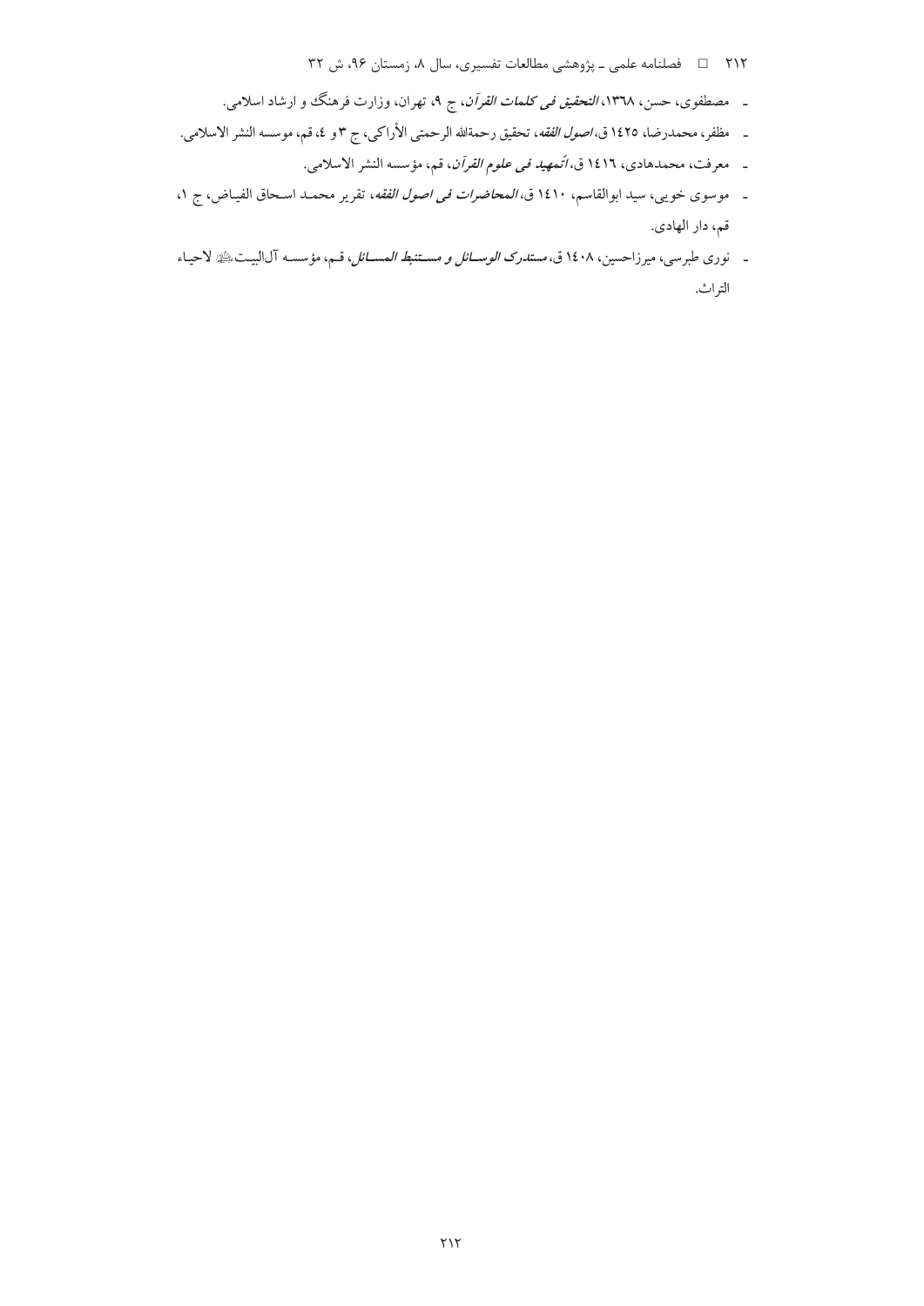- مصطفوی، حسن، ١٣٦٨، *التحقیق فی کلمات القرآن*، ج ٩، تهران، وزارت فرهنگ و ارشاد اسلامی.
- مظفر، محمدرضا، ١٤٢٥ ق، *اصول الفقه*، تحقیق رحمةالله الرحمتی الأراکی، ج ٣ و ٤، قم، موسسه النشر الاسلامی.
- معرفت، محمدهادی، ١٤١٦ ق، *التمهید فی علوم القرآن*، قم، مؤسسه النشر الاسلامی.
- موسوی خویی، سید ابوالقاسم، ١٤١٠ ق، *المحاضرات فی اصول الفقه*، تقریر محمد اسحاق الفیاض، ج ١، قم، دار الهادی.
- نوری طبرسی، میرزاحسین، ١٤٠٨ ق، *مستدرک الوسائل و مستنبط المسائل*، قم، مؤسسه آل‌البیت علیهم‌السلام لاحیاء التراث.